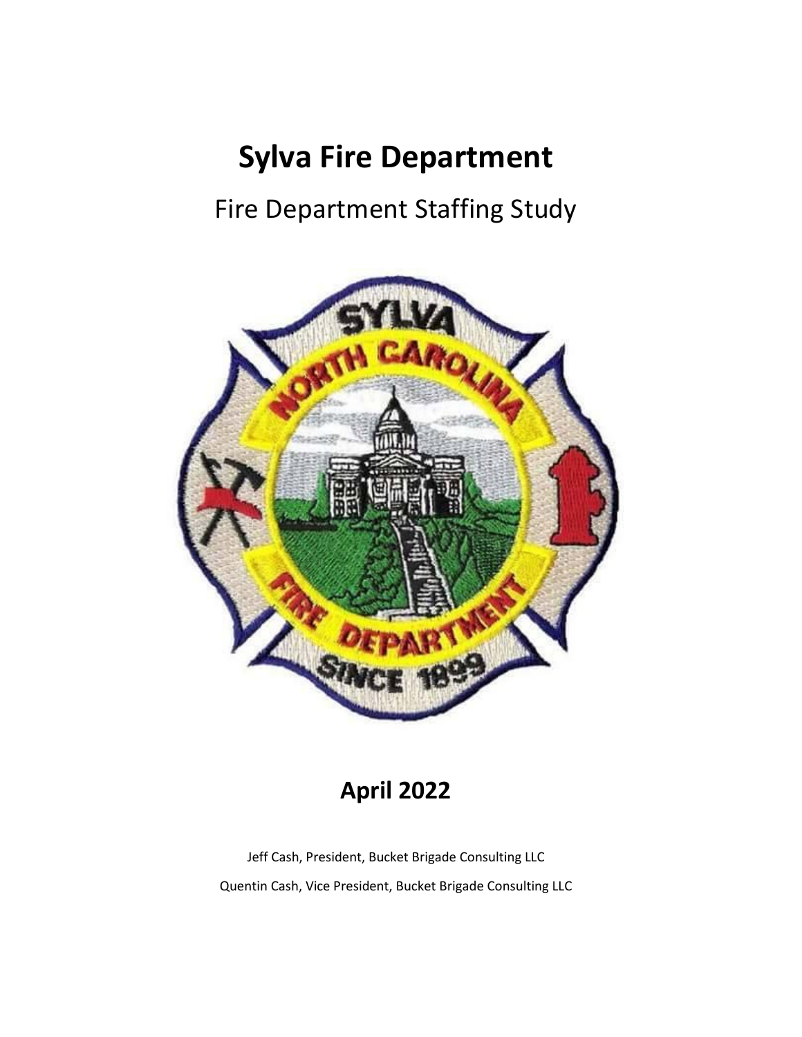# Sylva Fire Department

## Fire Department Staffing Study

**April 2022**

Jeff Cash, President, Bucket Brigade Consulting LLC

Quentin Cash, Vice President, Bucket Brigade Consulting LLC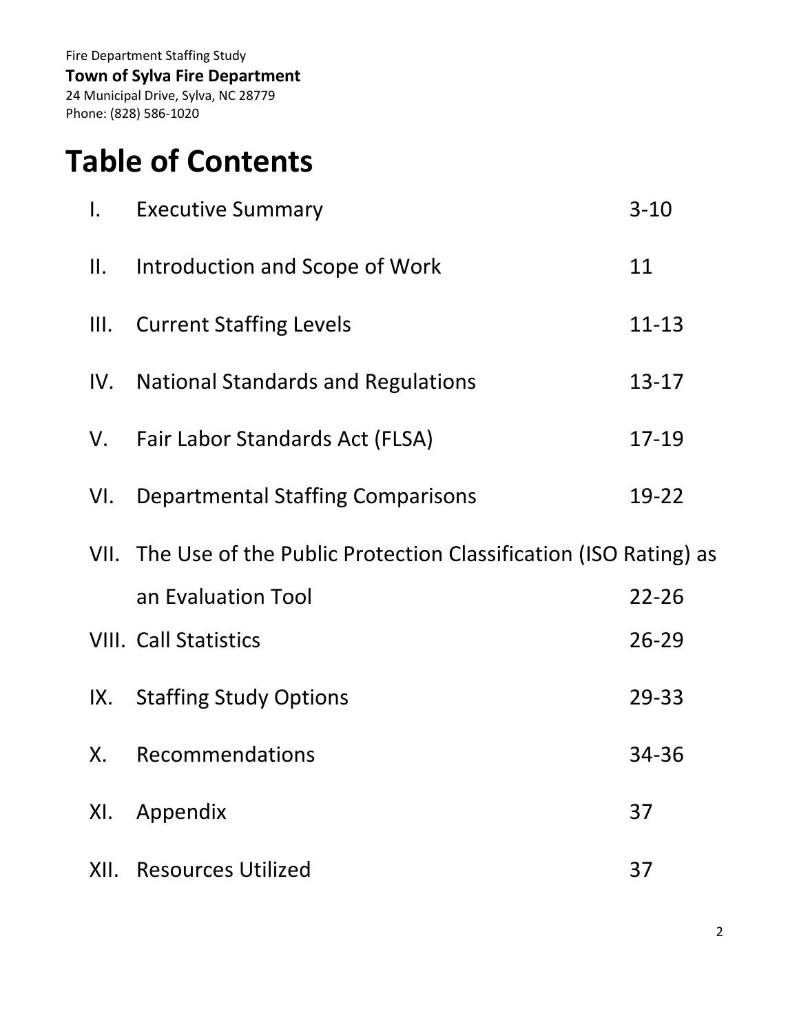# Table of Contents

| | | |
|---|---|---|
| I. | Executive Summary | 3-10 |
| II. | Introduction and Scope of Work | 11 |
| III. | Current Staffing Levels | 11-13 |
| IV. | National Standards and Regulations | 13-17 |
| V. | Fair Labor Standards Act (FLSA) | 17-19 |
| VI. | Departmental Staffing Comparisons | 19-22 |
| VII. | The Use of the Public Protection Classification (ISO Rating) as an Evaluation Tool | 22-26 |
| VIII. | Call Statistics | 26-29 |
| IX. | Staffing Study Options | 29-33 |
| X. | Recommendations | 34-36 |
| XI. | Appendix | 37 |
| XII. | Resources Utilized | 37 |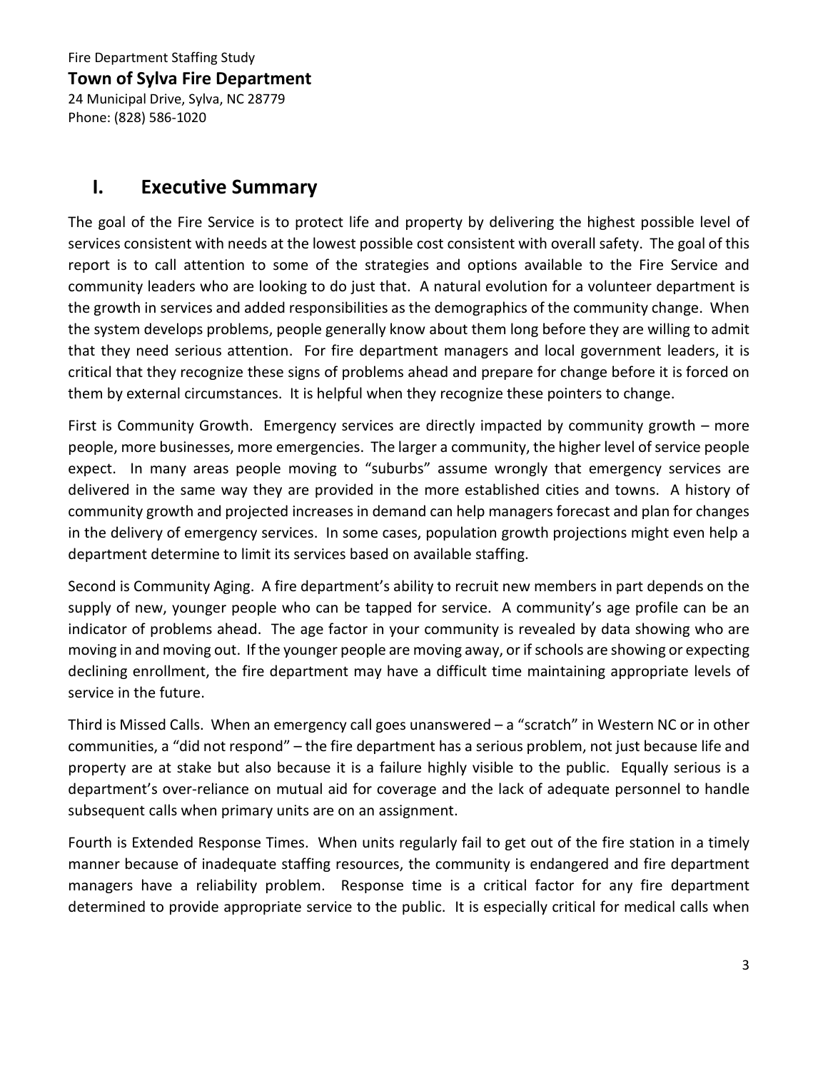# I. Executive Summary

The goal of the Fire Service is to protect life and property by delivering the highest possible level of services consistent with needs at the lowest possible cost consistent with overall safety. The goal of this report is to call attention to some of the strategies and options available to the Fire Service and community leaders who are looking to do just that. A natural evolution for a volunteer department is the growth in services and added responsibilities as the demographics of the community change. When the system develops problems, people generally know about them long before they are willing to admit that they need serious attention. For fire department managers and local government leaders, it is critical that they recognize these signs of problems ahead and prepare for change before it is forced on them by external circumstances. It is helpful when they recognize these pointers to change.

First is Community Growth. Emergency services are directly impacted by community growth – more people, more businesses, more emergencies. The larger a community, the higher level of service people expect. In many areas people moving to "suburbs" assume wrongly that emergency services are delivered in the same way they are provided in the more established cities and towns. A history of community growth and projected increases in demand can help managers forecast and plan for changes in the delivery of emergency services. In some cases, population growth projections might even help a department determine to limit its services based on available staffing.

Second is Community Aging. A fire department's ability to recruit new members in part depends on the supply of new, younger people who can be tapped for service. A community's age profile can be an indicator of problems ahead. The age factor in your community is revealed by data showing who are moving in and moving out. If the younger people are moving away, or if schools are showing or expecting declining enrollment, the fire department may have a difficult time maintaining appropriate levels of service in the future.

Third is Missed Calls. When an emergency call goes unanswered – a "scratch" in Western NC or in other communities, a "did not respond" – the fire department has a serious problem, not just because life and property are at stake but also because it is a failure highly visible to the public. Equally serious is a department's over-reliance on mutual aid for coverage and the lack of adequate personnel to handle subsequent calls when primary units are on an assignment.

Fourth is Extended Response Times. When units regularly fail to get out of the fire station in a timely manner because of inadequate staffing resources, the community is endangered and fire department managers have a reliability problem. Response time is a critical factor for any fire department determined to provide appropriate service to the public. It is especially critical for medical calls when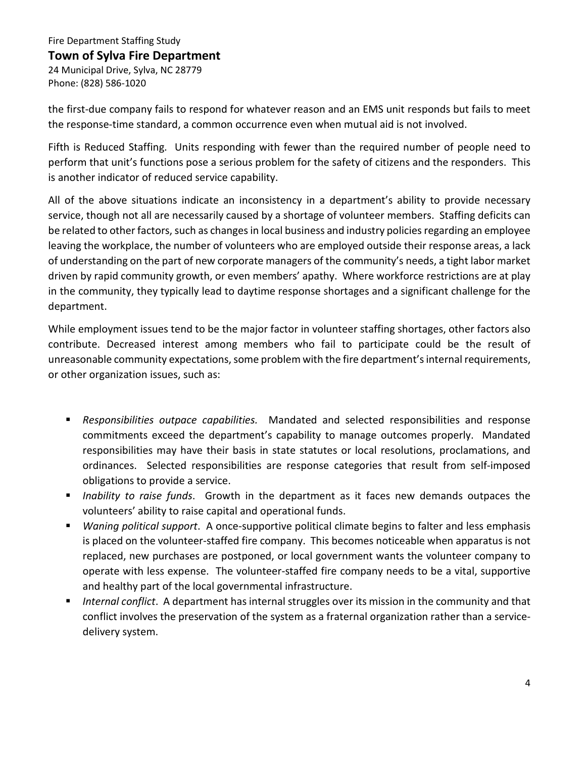the first-due company fails to respond for whatever reason and an EMS unit responds but fails to meet the response-time standard, a common occurrence even when mutual aid is not involved.

Fifth is Reduced Staffing. Units responding with fewer than the required number of people need to perform that unit's functions pose a serious problem for the safety of citizens and the responders. This is another indicator of reduced service capability.

All of the above situations indicate an inconsistency in a department's ability to provide necessary service, though not all are necessarily caused by a shortage of volunteer members. Staffing deficits can be related to other factors, such as changes in local business and industry policies regarding an employee leaving the workplace, the number of volunteers who are employed outside their response areas, a lack of understanding on the part of new corporate managers of the community's needs, a tight labor market driven by rapid community growth, or even members' apathy. Where workforce restrictions are at play in the community, they typically lead to daytime response shortages and a significant challenge for the department.

While employment issues tend to be the major factor in volunteer staffing shortages, other factors also contribute. Decreased interest among members who fail to participate could be the result of unreasonable community expectations, some problem with the fire department's internal requirements, or other organization issues, such as:

- *Responsibilities outpace capabilities.* Mandated and selected responsibilities and response commitments exceed the department's capability to manage outcomes properly. Mandated responsibilities may have their basis in state statutes or local resolutions, proclamations, and ordinances. Selected responsibilities are response categories that result from self-imposed obligations to provide a service.
- *Inability to raise funds*. Growth in the department as it faces new demands outpaces the volunteers' ability to raise capital and operational funds.
- *Waning political support*. A once-supportive political climate begins to falter and less emphasis is placed on the volunteer-staffed fire company. This becomes noticeable when apparatus is not replaced, new purchases are postponed, or local government wants the volunteer company to operate with less expense. The volunteer-staffed fire company needs to be a vital, supportive and healthy part of the local governmental infrastructure.
- *Internal conflict*. A department has internal struggles over its mission in the community and that conflict involves the preservation of the system as a fraternal organization rather than a service-delivery system.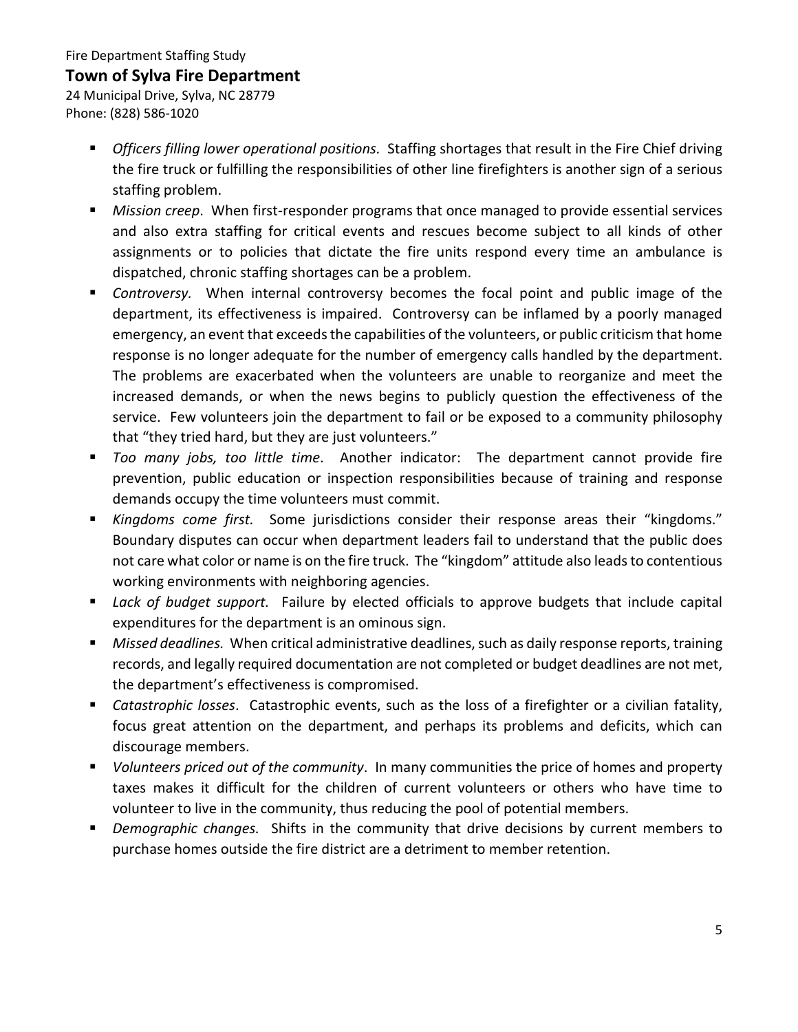- *Officers filling lower operational positions.* Staffing shortages that result in the Fire Chief driving the fire truck or fulfilling the responsibilities of other line firefighters is another sign of a serious staffing problem.
- *Mission creep*. When first-responder programs that once managed to provide essential services and also extra staffing for critical events and rescues become subject to all kinds of other assignments or to policies that dictate the fire units respond every time an ambulance is dispatched, chronic staffing shortages can be a problem.
- *Controversy.* When internal controversy becomes the focal point and public image of the department, its effectiveness is impaired. Controversy can be inflamed by a poorly managed emergency, an event that exceeds the capabilities of the volunteers, or public criticism that home response is no longer adequate for the number of emergency calls handled by the department. The problems are exacerbated when the volunteers are unable to reorganize and meet the increased demands, or when the news begins to publicly question the effectiveness of the service. Few volunteers join the department to fail or be exposed to a community philosophy that "they tried hard, but they are just volunteers."
- *Too many jobs, too little time*. Another indicator: The department cannot provide fire prevention, public education or inspection responsibilities because of training and response demands occupy the time volunteers must commit.
- *Kingdoms come first.* Some jurisdictions consider their response areas their "kingdoms." Boundary disputes can occur when department leaders fail to understand that the public does not care what color or name is on the fire truck. The "kingdom" attitude also leads to contentious working environments with neighboring agencies.
- *Lack of budget support.* Failure by elected officials to approve budgets that include capital expenditures for the department is an ominous sign.
- *Missed deadlines.* When critical administrative deadlines, such as daily response reports, training records, and legally required documentation are not completed or budget deadlines are not met, the department's effectiveness is compromised.
- *Catastrophic losses*. Catastrophic events, such as the loss of a firefighter or a civilian fatality, focus great attention on the department, and perhaps its problems and deficits, which can discourage members.
- *Volunteers priced out of the community*. In many communities the price of homes and property taxes makes it difficult for the children of current volunteers or others who have time to volunteer to live in the community, thus reducing the pool of potential members.
- *Demographic changes.* Shifts in the community that drive decisions by current members to purchase homes outside the fire district are a detriment to member retention.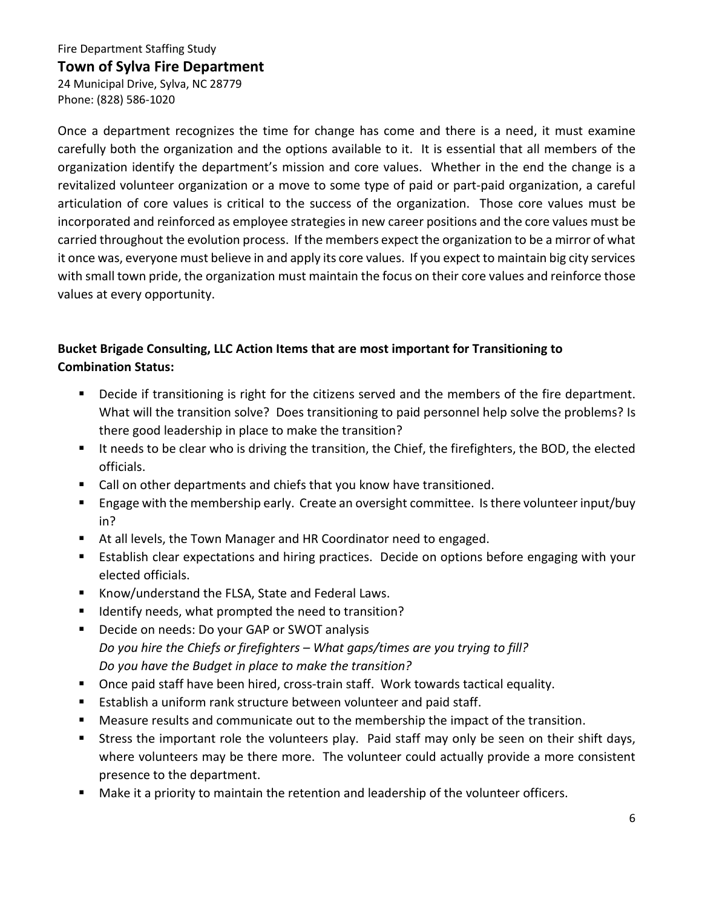Once a department recognizes the time for change has come and there is a need, it must examine carefully both the organization and the options available to it. It is essential that all members of the organization identify the department's mission and core values. Whether in the end the change is a revitalized volunteer organization or a move to some type of paid or part-paid organization, a careful articulation of core values is critical to the success of the organization. Those core values must be incorporated and reinforced as employee strategies in new career positions and the core values must be carried throughout the evolution process. If the members expect the organization to be a mirror of what it once was, everyone must believe in and apply its core values. If you expect to maintain big city services with small town pride, the organization must maintain the focus on their core values and reinforce those values at every opportunity.

**Bucket Brigade Consulting, LLC Action Items that are most important for Transitioning to Combination Status:**

- Decide if transitioning is right for the citizens served and the members of the fire department. What will the transition solve? Does transitioning to paid personnel help solve the problems? Is there good leadership in place to make the transition?
- It needs to be clear who is driving the transition, the Chief, the firefighters, the BOD, the elected officials.
- Call on other departments and chiefs that you know have transitioned.
- Engage with the membership early. Create an oversight committee. Is there volunteer input/buy in?
- At all levels, the Town Manager and HR Coordinator need to engaged.
- Establish clear expectations and hiring practices. Decide on options before engaging with your elected officials.
- Know/understand the FLSA, State and Federal Laws.
- Identify needs, what prompted the need to transition?
- Decide on needs: Do your GAP or SWOT analysis
  *Do you hire the Chiefs or firefighters – What gaps/times are you trying to fill?*
  *Do you have the Budget in place to make the transition?*
- Once paid staff have been hired, cross-train staff. Work towards tactical equality.
- Establish a uniform rank structure between volunteer and paid staff.
- Measure results and communicate out to the membership the impact of the transition.
- Stress the important role the volunteers play. Paid staff may only be seen on their shift days, where volunteers may be there more. The volunteer could actually provide a more consistent presence to the department.
- Make it a priority to maintain the retention and leadership of the volunteer officers.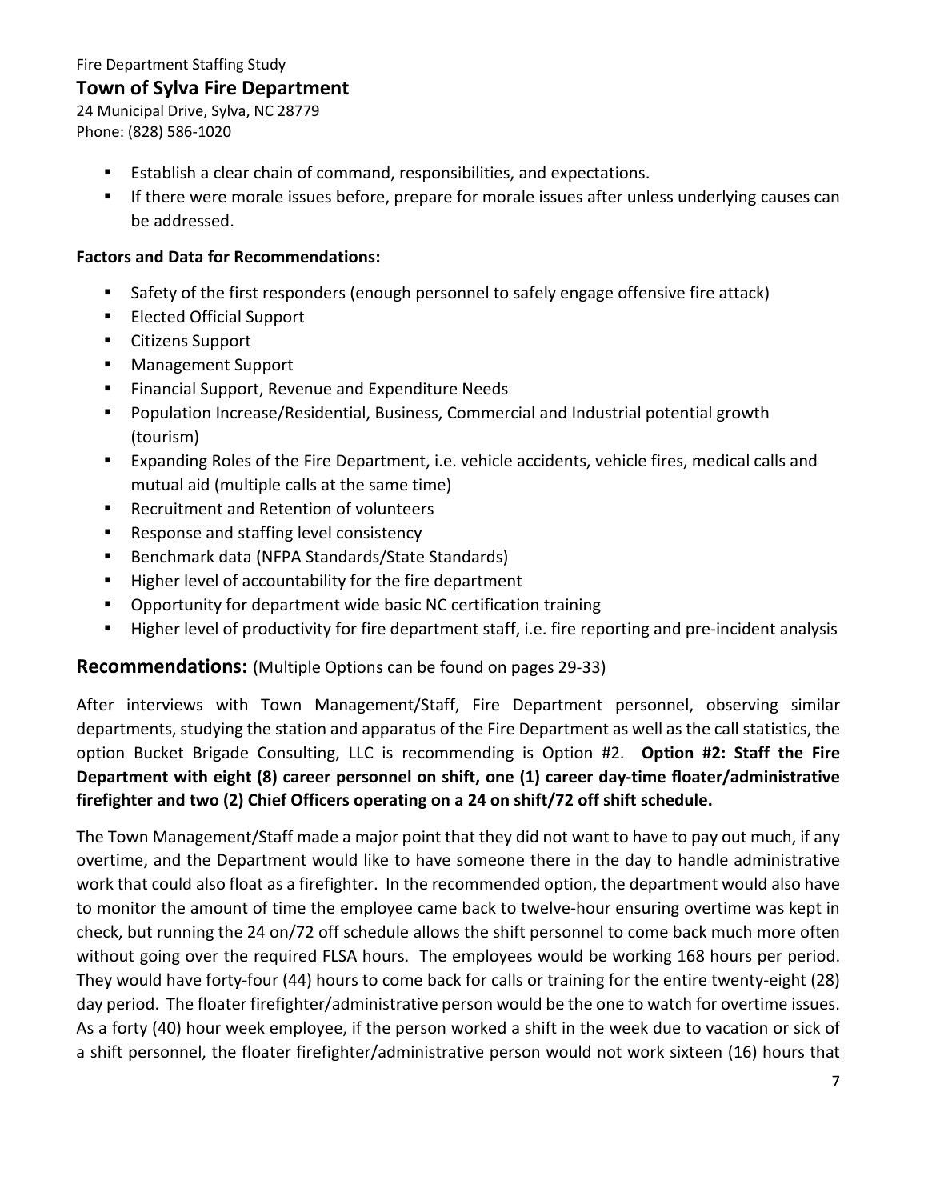- Establish a clear chain of command, responsibilities, and expectations.
- If there were morale issues before, prepare for morale issues after unless underlying causes can be addressed.

**Factors and Data for Recommendations:**

- Safety of the first responders (enough personnel to safely engage offensive fire attack)
- Elected Official Support
- Citizens Support
- Management Support
- Financial Support, Revenue and Expenditure Needs
- Population Increase/Residential, Business, Commercial and Industrial potential growth (tourism)
- Expanding Roles of the Fire Department, i.e. vehicle accidents, vehicle fires, medical calls and mutual aid (multiple calls at the same time)
- Recruitment and Retention of volunteers
- Response and staffing level consistency
- Benchmark data (NFPA Standards/State Standards)
- Higher level of accountability for the fire department
- Opportunity for department wide basic NC certification training
- Higher level of productivity for fire department staff, i.e. fire reporting and pre-incident analysis

## Recommendations: (Multiple Options can be found on pages 29-33)

After interviews with Town Management/Staff, Fire Department personnel, observing similar departments, studying the station and apparatus of the Fire Department as well as the call statistics, the option Bucket Brigade Consulting, LLC is recommending is Option #2. **Option #2: Staff the Fire Department with eight (8) career personnel on shift, one (1) career day-time floater/administrative firefighter and two (2) Chief Officers operating on a 24 on shift/72 off shift schedule.**

The Town Management/Staff made a major point that they did not want to have to pay out much, if any overtime, and the Department would like to have someone there in the day to handle administrative work that could also float as a firefighter. In the recommended option, the department would also have to monitor the amount of time the employee came back to twelve-hour ensuring overtime was kept in check, but running the 24 on/72 off schedule allows the shift personnel to come back much more often without going over the required FLSA hours. The employees would be working 168 hours per period. They would have forty-four (44) hours to come back for calls or training for the entire twenty-eight (28) day period. The floater firefighter/administrative person would be the one to watch for overtime issues. As a forty (40) hour week employee, if the person worked a shift in the week due to vacation or sick of a shift personnel, the floater firefighter/administrative person would not work sixteen (16) hours that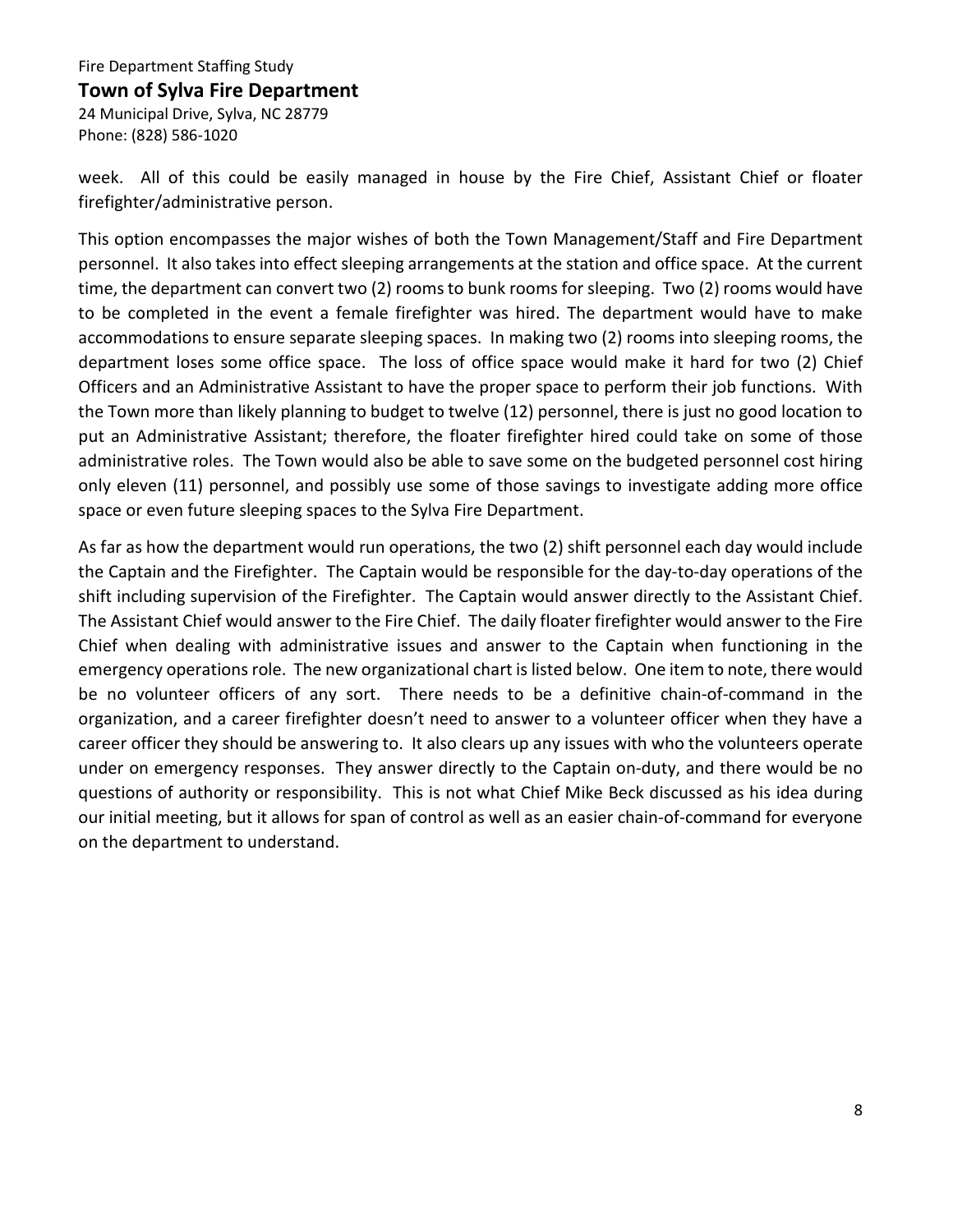week. All of this could be easily managed in house by the Fire Chief, Assistant Chief or floater firefighter/administrative person.

This option encompasses the major wishes of both the Town Management/Staff and Fire Department personnel. It also takes into effect sleeping arrangements at the station and office space. At the current time, the department can convert two (2) rooms to bunk rooms for sleeping. Two (2) rooms would have to be completed in the event a female firefighter was hired. The department would have to make accommodations to ensure separate sleeping spaces. In making two (2) rooms into sleeping rooms, the department loses some office space. The loss of office space would make it hard for two (2) Chief Officers and an Administrative Assistant to have the proper space to perform their job functions. With the Town more than likely planning to budget to twelve (12) personnel, there is just no good location to put an Administrative Assistant; therefore, the floater firefighter hired could take on some of those administrative roles. The Town would also be able to save some on the budgeted personnel cost hiring only eleven (11) personnel, and possibly use some of those savings to investigate adding more office space or even future sleeping spaces to the Sylva Fire Department.

As far as how the department would run operations, the two (2) shift personnel each day would include the Captain and the Firefighter. The Captain would be responsible for the day-to-day operations of the shift including supervision of the Firefighter. The Captain would answer directly to the Assistant Chief. The Assistant Chief would answer to the Fire Chief. The daily floater firefighter would answer to the Fire Chief when dealing with administrative issues and answer to the Captain when functioning in the emergency operations role. The new organizational chart is listed below. One item to note, there would be no volunteer officers of any sort. There needs to be a definitive chain-of-command in the organization, and a career firefighter doesn't need to answer to a volunteer officer when they have a career officer they should be answering to. It also clears up any issues with who the volunteers operate under on emergency responses. They answer directly to the Captain on-duty, and there would be no questions of authority or responsibility. This is not what Chief Mike Beck discussed as his idea during our initial meeting, but it allows for span of control as well as an easier chain-of-command for everyone on the department to understand.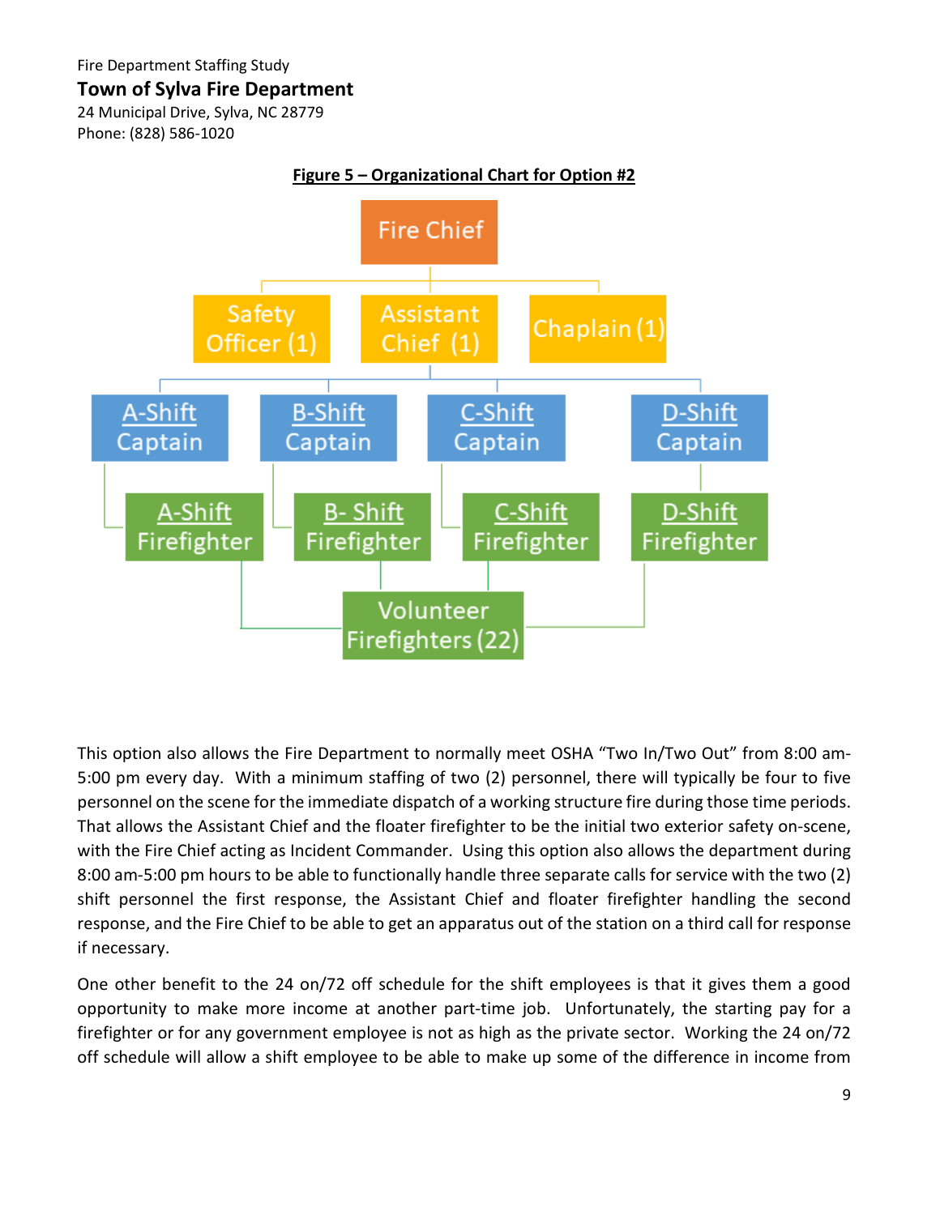**Figure 5 – Organizational Chart for Option #2**

- Fire Chief
  - Safety Officer (1)
  - Assistant Chief (1)
    - A-Shift Captain
      - A-Shift Firefighter
    - B-Shift Captain
      - B- Shift Firefighter
    - C-Shift Captain
      - C-Shift Firefighter
    - D-Shift Captain
      - D-Shift Firefighter
        - Volunteer Firefighters (22)
  - Chaplain (1)

This option also allows the Fire Department to normally meet OSHA "Two In/Two Out" from 8:00 am-5:00 pm every day. With a minimum staffing of two (2) personnel, there will typically be four to five personnel on the scene for the immediate dispatch of a working structure fire during those time periods. That allows the Assistant Chief and the floater firefighter to be the initial two exterior safety on-scene, with the Fire Chief acting as Incident Commander. Using this option also allows the department during 8:00 am-5:00 pm hours to be able to functionally handle three separate calls for service with the two (2) shift personnel the first response, the Assistant Chief and floater firefighter handling the second response, and the Fire Chief to be able to get an apparatus out of the station on a third call for response if necessary.

One other benefit to the 24 on/72 off schedule for the shift employees is that it gives them a good opportunity to make more income at another part-time job. Unfortunately, the starting pay for a firefighter or for any government employee is not as high as the private sector. Working the 24 on/72 off schedule will allow a shift employee to be able to make up some of the difference in income from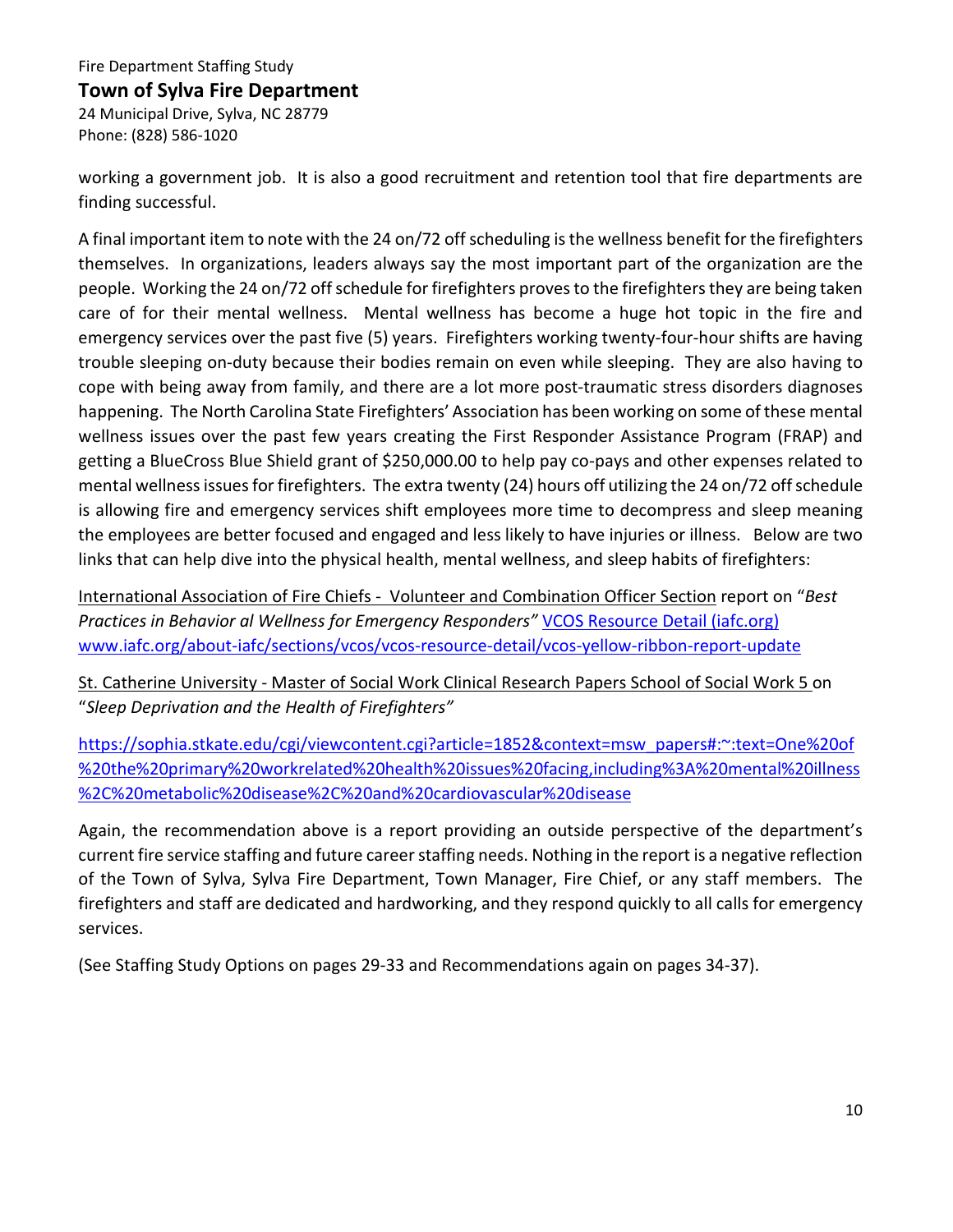working a government job. It is also a good recruitment and retention tool that fire departments are finding successful.

A final important item to note with the 24 on/72 off scheduling is the wellness benefit for the firefighters themselves. In organizations, leaders always say the most important part of the organization are the people. Working the 24 on/72 off schedule for firefighters proves to the firefighters they are being taken care of for their mental wellness. Mental wellness has become a huge hot topic in the fire and emergency services over the past five (5) years. Firefighters working twenty-four-hour shifts are having trouble sleeping on-duty because their bodies remain on even while sleeping. They are also having to cope with being away from family, and there are a lot more post-traumatic stress disorders diagnoses happening. The North Carolina State Firefighters' Association has been working on some of these mental wellness issues over the past few years creating the First Responder Assistance Program (FRAP) and getting a BlueCross Blue Shield grant of $250,000.00 to help pay co-pays and other expenses related to mental wellness issues for firefighters. The extra twenty (24) hours off utilizing the 24 on/72 off schedule is allowing fire and emergency services shift employees more time to decompress and sleep meaning the employees are better focused and engaged and less likely to have injuries or illness. Below are two links that can help dive into the physical health, mental wellness, and sleep habits of firefighters:

International Association of Fire Chiefs - Volunteer and Combination Officer Section report on "*Best Practices in Behavior al Wellness for Emergency Responders"* [VCOS Resource Detail (iafc.org)](www.iafc.org/about-iafc/sections/vcos/vcos-resource-detail/vcos-yellow-ribbon-report-update) www.iafc.org/about-iafc/sections/vcos/vcos-resource-detail/vcos-yellow-ribbon-report-update

St. Catherine University - Master of Social Work Clinical Research Papers School of Social Work 5 on "*Sleep Deprivation and the Health of Firefighters"*

https://sophia.stkate.edu/cgi/viewcontent.cgi?article=1852&context=msw_papers#:~:text=One%20of%20the%20primary%20workrelated%20health%20issues%20facing,including%3A%20mental%20illness%2C%20metabolic%20disease%2C%20and%20cardiovascular%20disease

Again, the recommendation above is a report providing an outside perspective of the department's current fire service staffing and future career staffing needs. Nothing in the report is a negative reflection of the Town of Sylva, Sylva Fire Department, Town Manager, Fire Chief, or any staff members. The firefighters and staff are dedicated and hardworking, and they respond quickly to all calls for emergency services.

(See Staffing Study Options on pages 29-33 and Recommendations again on pages 34-37).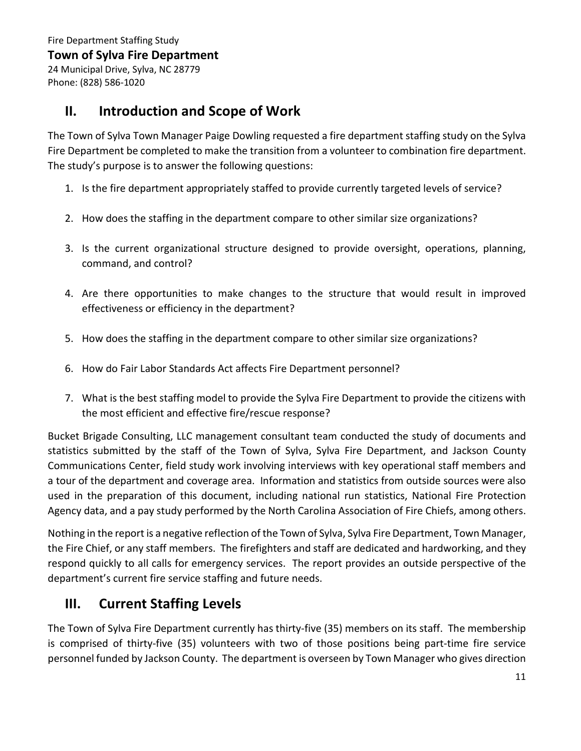## II. Introduction and Scope of Work

The Town of Sylva Town Manager Paige Dowling requested a fire department staffing study on the Sylva Fire Department be completed to make the transition from a volunteer to combination fire department. The study's purpose is to answer the following questions:

1. Is the fire department appropriately staffed to provide currently targeted levels of service?
2. How does the staffing in the department compare to other similar size organizations?
3. Is the current organizational structure designed to provide oversight, operations, planning, command, and control?
4. Are there opportunities to make changes to the structure that would result in improved effectiveness or efficiency in the department?
5. How does the staffing in the department compare to other similar size organizations?
6. How do Fair Labor Standards Act affects Fire Department personnel?
7. What is the best staffing model to provide the Sylva Fire Department to provide the citizens with the most efficient and effective fire/rescue response?

Bucket Brigade Consulting, LLC management consultant team conducted the study of documents and statistics submitted by the staff of the Town of Sylva, Sylva Fire Department, and Jackson County Communications Center, field study work involving interviews with key operational staff members and a tour of the department and coverage area. Information and statistics from outside sources were also used in the preparation of this document, including national run statistics, National Fire Protection Agency data, and a pay study performed by the North Carolina Association of Fire Chiefs, among others.

Nothing in the report is a negative reflection of the Town of Sylva, Sylva Fire Department, Town Manager, the Fire Chief, or any staff members. The firefighters and staff are dedicated and hardworking, and they respond quickly to all calls for emergency services. The report provides an outside perspective of the department's current fire service staffing and future needs.

## III. Current Staffing Levels

The Town of Sylva Fire Department currently has thirty-five (35) members on its staff. The membership is comprised of thirty-five (35) volunteers with two of those positions being part-time fire service personnel funded by Jackson County. The department is overseen by Town Manager who gives direction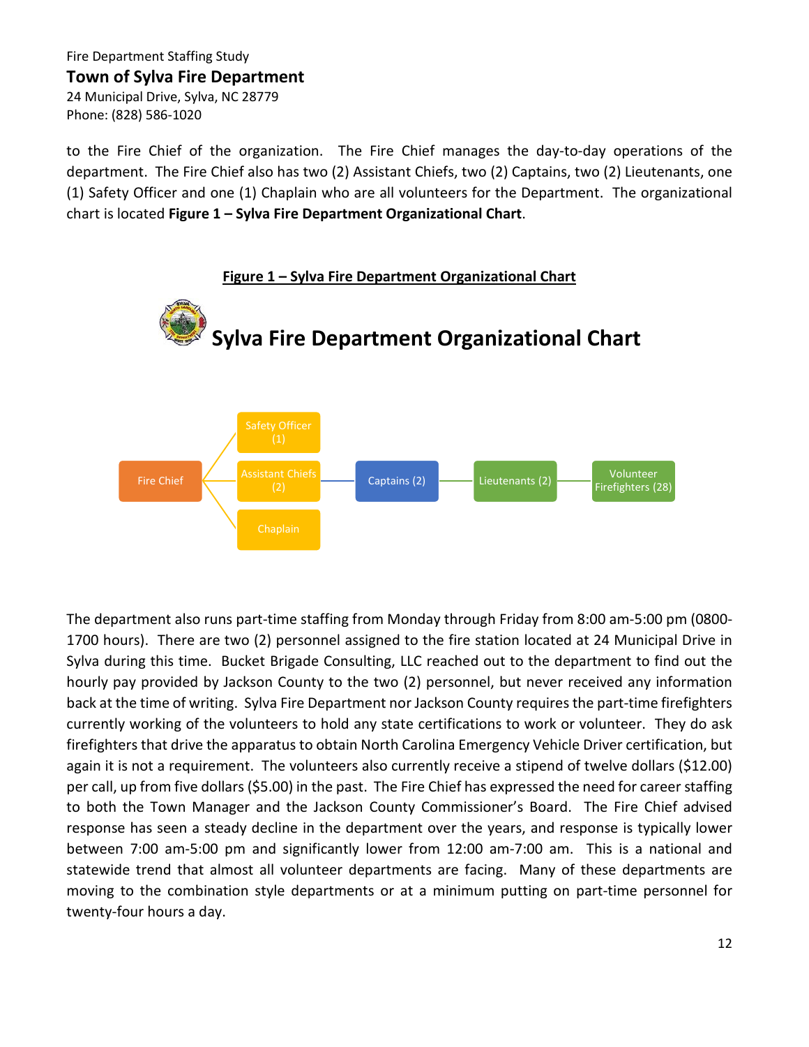to the Fire Chief of the organization. The Fire Chief manages the day-to-day operations of the department. The Fire Chief also has two (2) Assistant Chiefs, two (2) Captains, two (2) Lieutenants, one (1) Safety Officer and one (1) Chaplain who are all volunteers for the Department. The organizational chart is located **Figure 1 – Sylva Fire Department Organizational Chart**.

**Figure 1 – Sylva Fire Department Organizational Chart**

## Sylva Fire Department Organizational Chart

- Fire Chief
  - Safety Officer (1)
  - Assistant Chiefs (2)
    - Captains (2)
      - Lieutenants (2)
        - Volunteer Firefighters (28)
  - Chaplain

The department also runs part-time staffing from Monday through Friday from 8:00 am-5:00 pm (0800-1700 hours). There are two (2) personnel assigned to the fire station located at 24 Municipal Drive in Sylva during this time. Bucket Brigade Consulting, LLC reached out to the department to find out the hourly pay provided by Jackson County to the two (2) personnel, but never received any information back at the time of writing. Sylva Fire Department nor Jackson County requires the part-time firefighters currently working of the volunteers to hold any state certifications to work or volunteer. They do ask firefighters that drive the apparatus to obtain North Carolina Emergency Vehicle Driver certification, but again it is not a requirement. The volunteers also currently receive a stipend of twelve dollars ($12.00) per call, up from five dollars ($5.00) in the past. The Fire Chief has expressed the need for career staffing to both the Town Manager and the Jackson County Commissioner's Board. The Fire Chief advised response has seen a steady decline in the department over the years, and response is typically lower between 7:00 am-5:00 pm and significantly lower from 12:00 am-7:00 am. This is a national and statewide trend that almost all volunteer departments are facing. Many of these departments are moving to the combination style departments or at a minimum putting on part-time personnel for twenty-four hours a day.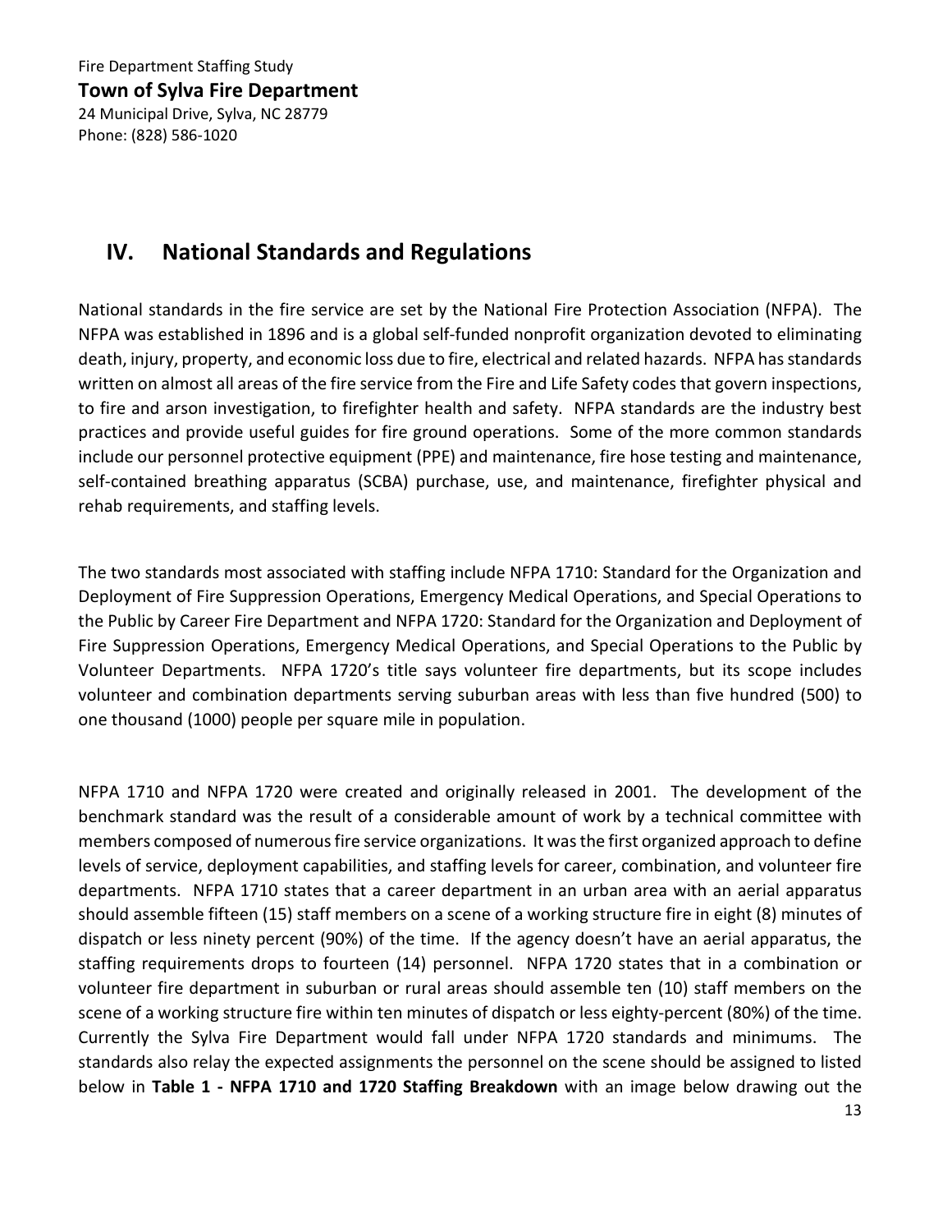## IV. National Standards and Regulations

National standards in the fire service are set by the National Fire Protection Association (NFPA). The NFPA was established in 1896 and is a global self-funded nonprofit organization devoted to eliminating death, injury, property, and economic loss due to fire, electrical and related hazards. NFPA has standards written on almost all areas of the fire service from the Fire and Life Safety codes that govern inspections, to fire and arson investigation, to firefighter health and safety. NFPA standards are the industry best practices and provide useful guides for fire ground operations. Some of the more common standards include our personnel protective equipment (PPE) and maintenance, fire hose testing and maintenance, self-contained breathing apparatus (SCBA) purchase, use, and maintenance, firefighter physical and rehab requirements, and staffing levels.

The two standards most associated with staffing include NFPA 1710: Standard for the Organization and Deployment of Fire Suppression Operations, Emergency Medical Operations, and Special Operations to the Public by Career Fire Department and NFPA 1720: Standard for the Organization and Deployment of Fire Suppression Operations, Emergency Medical Operations, and Special Operations to the Public by Volunteer Departments. NFPA 1720's title says volunteer fire departments, but its scope includes volunteer and combination departments serving suburban areas with less than five hundred (500) to one thousand (1000) people per square mile in population.

NFPA 1710 and NFPA 1720 were created and originally released in 2001. The development of the benchmark standard was the result of a considerable amount of work by a technical committee with members composed of numerous fire service organizations. It was the first organized approach to define levels of service, deployment capabilities, and staffing levels for career, combination, and volunteer fire departments. NFPA 1710 states that a career department in an urban area with an aerial apparatus should assemble fifteen (15) staff members on a scene of a working structure fire in eight (8) minutes of dispatch or less ninety percent (90%) of the time. If the agency doesn't have an aerial apparatus, the staffing requirements drops to fourteen (14) personnel. NFPA 1720 states that in a combination or volunteer fire department in suburban or rural areas should assemble ten (10) staff members on the scene of a working structure fire within ten minutes of dispatch or less eighty-percent (80%) of the time. Currently the Sylva Fire Department would fall under NFPA 1720 standards and minimums. The standards also relay the expected assignments the personnel on the scene should be assigned to listed below in **Table 1 - NFPA 1710 and 1720 Staffing Breakdown** with an image below drawing out the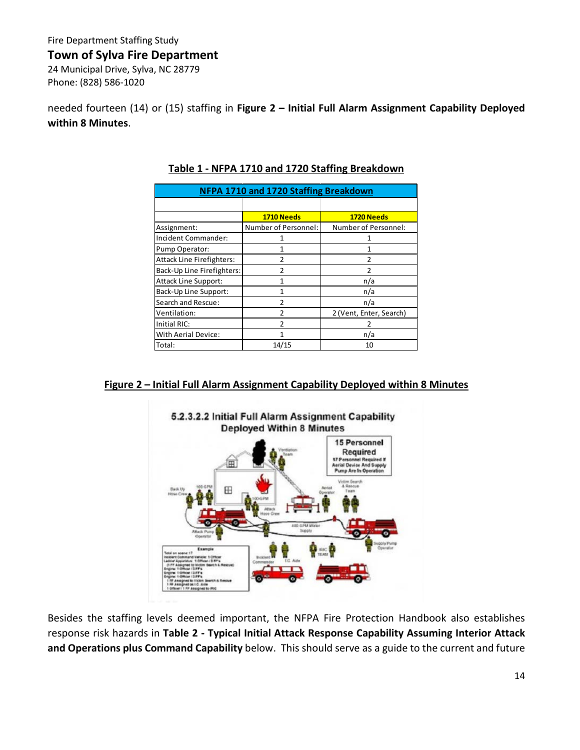needed fourteen (14) or (15) staffing in **Figure 2 – Initial Full Alarm Assignment Capability Deployed within 8 Minutes**.

**Table 1 - NFPA 1710 and 1720 Staffing Breakdown**

| NFPA 1710 and 1720 Staffing Breakdown | | |
|---|---|---|
| | **1710 Needs** | **1720 Needs** |
| Assignment: | Number of Personnel: | Number of Personnel: |
| Incident Commander: | 1 | 1 |
| Pump Operator: | 1 | 1 |
| Attack Line Firefighters: | 2 | 2 |
| Back-Up Line Firefighters: | 2 | 2 |
| Attack Line Support: | 1 | n/a |
| Back-Up Line Support: | 1 | n/a |
| Search and Rescue: | 2 | n/a |
| Ventilation: | 2 | 2 (Vent, Enter, Search) |
| Initial RIC: | 2 | 2 |
| With Aerial Device: | 1 | n/a |
| Total: | 14/15 | 10 |

**Figure 2 – Initial Full Alarm Assignment Capability Deployed within 8 Minutes**

Besides the staffing levels deemed important, the NFPA Fire Protection Handbook also establishes response risk hazards in **Table 2 - Typical Initial Attack Response Capability Assuming Interior Attack and Operations plus Command Capability** below. This should serve as a guide to the current and future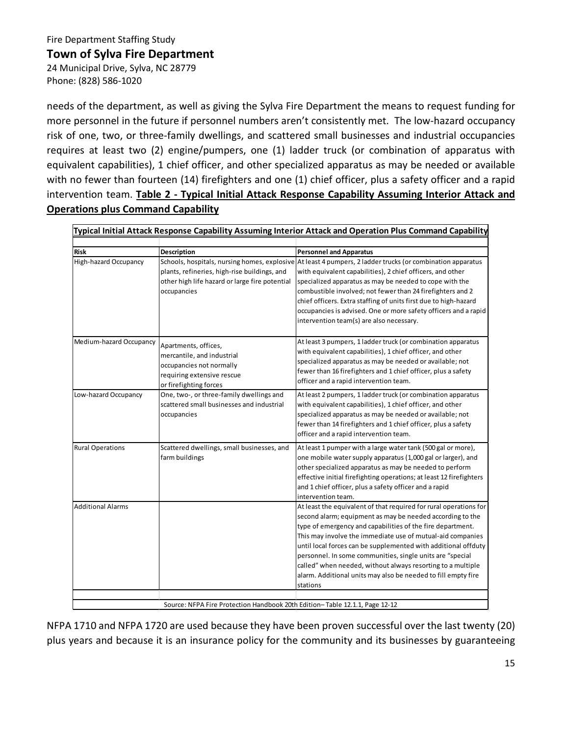needs of the department, as well as giving the Sylva Fire Department the means to request funding for more personnel in the future if personnel numbers aren't consistently met. The low-hazard occupancy risk of one, two, or three-family dwellings, and scattered small businesses and industrial occupancies requires at least two (2) engine/pumpers, one (1) ladder truck (or combination of apparatus with equivalent capabilities), 1 chief officer, and other specialized apparatus as may be needed or available with no fewer than fourteen (14) firefighters and one (1) chief officer, plus a safety officer and a rapid intervention team. **Table 2 - Typical Initial Attack Response Capability Assuming Interior Attack and Operations plus Command Capability**

**Typical Initial Attack Response Capability Assuming Interior Attack and Operation Plus Command Capability**

| Risk | Description | Personnel and Apparatus |
|---|---|---|
| High-hazard Occupancy | Schools, hospitals, nursing homes, explosive plants, refineries, high-rise buildings, and other high life hazard or large fire potential occupancies | At least 4 pumpers, 2 ladder trucks (or combination apparatus with equivalent capabilities), 2 chief officers, and other specialized apparatus as may be needed to cope with the combustible involved; not fewer than 24 firefighters and 2 chief officers. Extra staffing of units first due to high-hazard occupancies is advised. One or more safety officers and a rapid intervention team(s) are also necessary. |
| Medium-hazard Occupancy | Apartments, offices, mercantile, and industrial occupancies not normally requiring extensive rescue or firefighting forces | At least 3 pumpers, 1 ladder truck (or combination apparatus with equivalent capabilities), 1 chief officer, and other specialized apparatus as may be needed or available; not fewer than 16 firefighters and 1 chief officer, plus a safety officer and a rapid intervention team. |
| Low-hazard Occupancy | One, two-, or three-family dwellings and scattered small businesses and industrial occupancies | At least 2 pumpers, 1 ladder truck (or combination apparatus with equivalent capabilities), 1 chief officer, and other specialized apparatus as may be needed or available; not fewer than 14 firefighters and 1 chief officer, plus a safety officer and a rapid intervention team. |
| Rural Operations | Scattered dwellings, small businesses, and farm buildings | At least 1 pumper with a large water tank (500 gal or more), one mobile water supply apparatus (1,000 gal or larger), and other specialized apparatus as may be needed to perform effective initial firefighting operations; at least 12 firefighters and 1 chief officer, plus a safety officer and a rapid intervention team. |
| Additional Alarms | | At least the equivalent of that required for rural operations for second alarm; equipment as may be needed according to the type of emergency and capabilities of the fire department. This may involve the immediate use of mutual-aid companies until local forces can be supplemented with additional offduty personnel. In some communities, single units are "special called" when needed, without always resorting to a multiple alarm. Additional units may also be needed to fill empty fire stations |

Source: NFPA Fire Protection Handbook 20th Edition– Table 12.1.1, Page 12-12

NFPA 1710 and NFPA 1720 are used because they have been proven successful over the last twenty (20) plus years and because it is an insurance policy for the community and its businesses by guaranteeing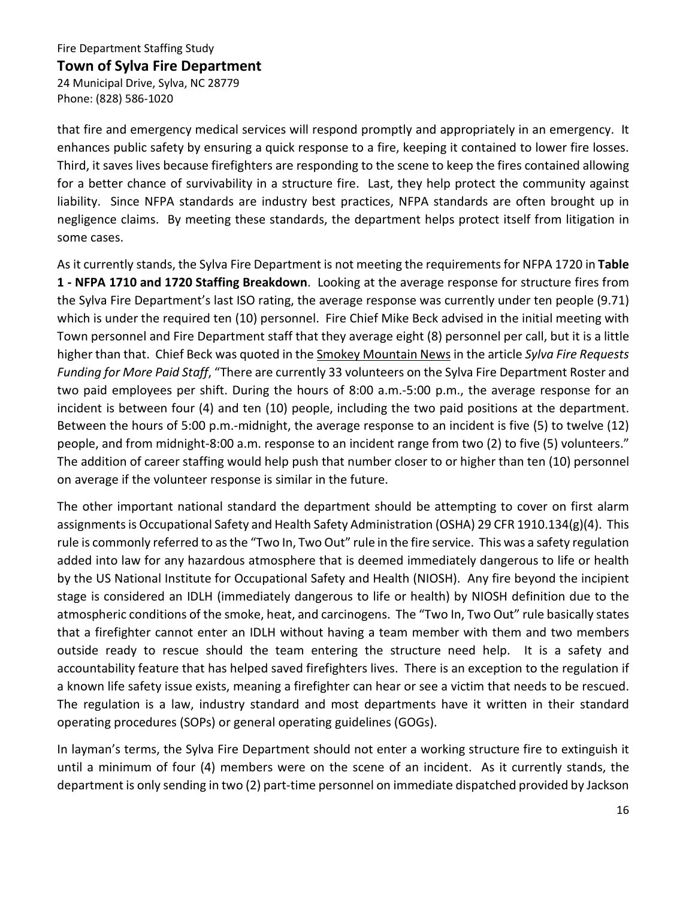that fire and emergency medical services will respond promptly and appropriately in an emergency. It enhances public safety by ensuring a quick response to a fire, keeping it contained to lower fire losses. Third, it saves lives because firefighters are responding to the scene to keep the fires contained allowing for a better chance of survivability in a structure fire. Last, they help protect the community against liability. Since NFPA standards are industry best practices, NFPA standards are often brought up in negligence claims. By meeting these standards, the department helps protect itself from litigation in some cases.

As it currently stands, the Sylva Fire Department is not meeting the requirements for NFPA 1720 in **Table 1 - NFPA 1710 and 1720 Staffing Breakdown**. Looking at the average response for structure fires from the Sylva Fire Department's last ISO rating, the average response was currently under ten people (9.71) which is under the required ten (10) personnel. Fire Chief Mike Beck advised in the initial meeting with Town personnel and Fire Department staff that they average eight (8) personnel per call, but it is a little higher than that. Chief Beck was quoted in the Smokey Mountain News in the article *Sylva Fire Requests Funding for More Paid Staff*, "There are currently 33 volunteers on the Sylva Fire Department Roster and two paid employees per shift. During the hours of 8:00 a.m.-5:00 p.m., the average response for an incident is between four (4) and ten (10) people, including the two paid positions at the department. Between the hours of 5:00 p.m.-midnight, the average response to an incident is five (5) to twelve (12) people, and from midnight-8:00 a.m. response to an incident range from two (2) to five (5) volunteers." The addition of career staffing would help push that number closer to or higher than ten (10) personnel on average if the volunteer response is similar in the future.

The other important national standard the department should be attempting to cover on first alarm assignments is Occupational Safety and Health Safety Administration (OSHA) 29 CFR 1910.134(g)(4). This rule is commonly referred to as the "Two In, Two Out" rule in the fire service. This was a safety regulation added into law for any hazardous atmosphere that is deemed immediately dangerous to life or health by the US National Institute for Occupational Safety and Health (NIOSH). Any fire beyond the incipient stage is considered an IDLH (immediately dangerous to life or health) by NIOSH definition due to the atmospheric conditions of the smoke, heat, and carcinogens. The "Two In, Two Out" rule basically states that a firefighter cannot enter an IDLH without having a team member with them and two members outside ready to rescue should the team entering the structure need help. It is a safety and accountability feature that has helped saved firefighters lives. There is an exception to the regulation if a known life safety issue exists, meaning a firefighter can hear or see a victim that needs to be rescued. The regulation is a law, industry standard and most departments have it written in their standard operating procedures (SOPs) or general operating guidelines (GOGs).

In layman's terms, the Sylva Fire Department should not enter a working structure fire to extinguish it until a minimum of four (4) members were on the scene of an incident. As it currently stands, the department is only sending in two (2) part-time personnel on immediate dispatched provided by Jackson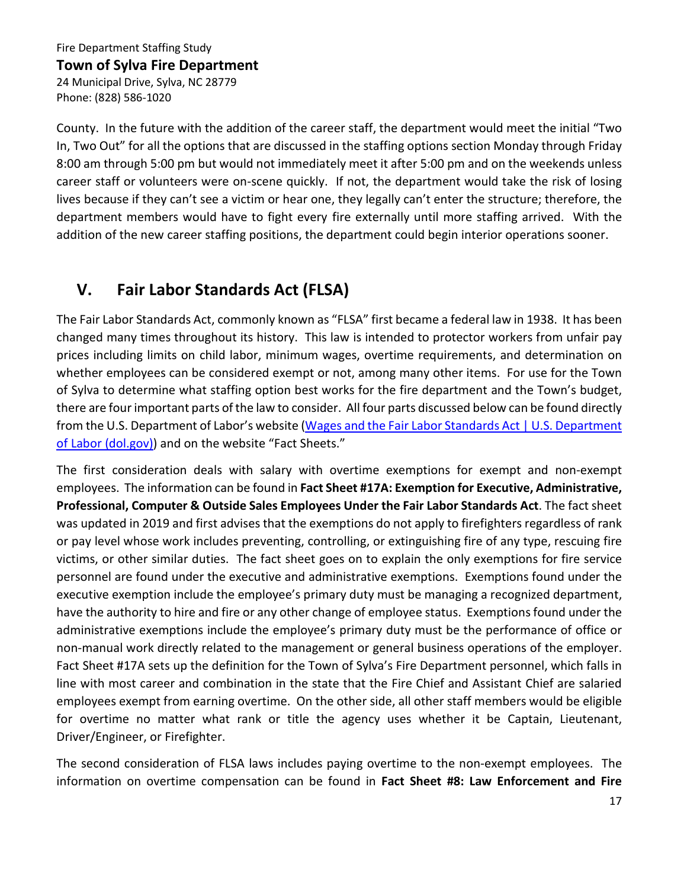County. In the future with the addition of the career staff, the department would meet the initial "Two In, Two Out" for all the options that are discussed in the staffing options section Monday through Friday 8:00 am through 5:00 pm but would not immediately meet it after 5:00 pm and on the weekends unless career staff or volunteers were on-scene quickly. If not, the department would take the risk of losing lives because if they can't see a victim or hear one, they legally can't enter the structure; therefore, the department members would have to fight every fire externally until more staffing arrived. With the addition of the new career staffing positions, the department could begin interior operations sooner.

## V. Fair Labor Standards Act (FLSA)

The Fair Labor Standards Act, commonly known as "FLSA" first became a federal law in 1938. It has been changed many times throughout its history. This law is intended to protector workers from unfair pay prices including limits on child labor, minimum wages, overtime requirements, and determination on whether employees can be considered exempt or not, among many other items. For use for the Town of Sylva to determine what staffing option best works for the fire department and the Town's budget, there are four important parts of the law to consider. All four parts discussed below can be found directly from the U.S. Department of Labor's website (Wages and the Fair Labor Standards Act | U.S. Department of Labor (dol.gov)) and on the website "Fact Sheets."

The first consideration deals with salary with overtime exemptions for exempt and non-exempt employees. The information can be found in **Fact Sheet #17A: Exemption for Executive, Administrative, Professional, Computer & Outside Sales Employees Under the Fair Labor Standards Act**. The fact sheet was updated in 2019 and first advises that the exemptions do not apply to firefighters regardless of rank or pay level whose work includes preventing, controlling, or extinguishing fire of any type, rescuing fire victims, or other similar duties. The fact sheet goes on to explain the only exemptions for fire service personnel are found under the executive and administrative exemptions. Exemptions found under the executive exemption include the employee's primary duty must be managing a recognized department, have the authority to hire and fire or any other change of employee status. Exemptions found under the administrative exemptions include the employee's primary duty must be the performance of office or non-manual work directly related to the management or general business operations of the employer. Fact Sheet #17A sets up the definition for the Town of Sylva's Fire Department personnel, which falls in line with most career and combination in the state that the Fire Chief and Assistant Chief are salaried employees exempt from earning overtime. On the other side, all other staff members would be eligible for overtime no matter what rank or title the agency uses whether it be Captain, Lieutenant, Driver/Engineer, or Firefighter.

The second consideration of FLSA laws includes paying overtime to the non-exempt employees. The information on overtime compensation can be found in **Fact Sheet #8: Law Enforcement and Fire**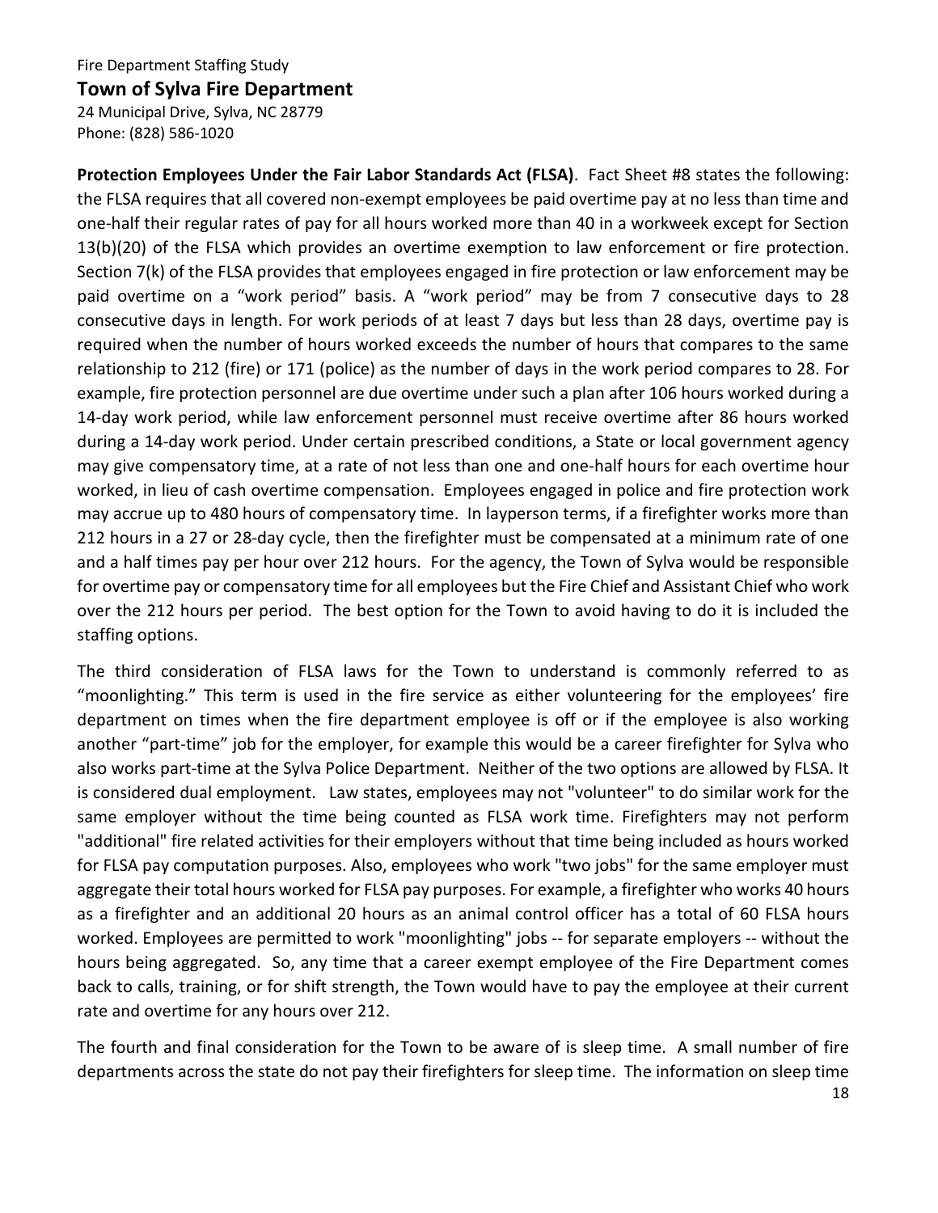**Protection Employees Under the Fair Labor Standards Act (FLSA)**. Fact Sheet #8 states the following: the FLSA requires that all covered non-exempt employees be paid overtime pay at no less than time and one-half their regular rates of pay for all hours worked more than 40 in a workweek except for Section 13(b)(20) of the FLSA which provides an overtime exemption to law enforcement or fire protection. Section 7(k) of the FLSA provides that employees engaged in fire protection or law enforcement may be paid overtime on a "work period" basis. A "work period" may be from 7 consecutive days to 28 consecutive days in length. For work periods of at least 7 days but less than 28 days, overtime pay is required when the number of hours worked exceeds the number of hours that compares to the same relationship to 212 (fire) or 171 (police) as the number of days in the work period compares to 28. For example, fire protection personnel are due overtime under such a plan after 106 hours worked during a 14-day work period, while law enforcement personnel must receive overtime after 86 hours worked during a 14-day work period. Under certain prescribed conditions, a State or local government agency may give compensatory time, at a rate of not less than one and one-half hours for each overtime hour worked, in lieu of cash overtime compensation. Employees engaged in police and fire protection work may accrue up to 480 hours of compensatory time. In layperson terms, if a firefighter works more than 212 hours in a 27 or 28-day cycle, then the firefighter must be compensated at a minimum rate of one and a half times pay per hour over 212 hours. For the agency, the Town of Sylva would be responsible for overtime pay or compensatory time for all employees but the Fire Chief and Assistant Chief who work over the 212 hours per period. The best option for the Town to avoid having to do it is included the staffing options.

The third consideration of FLSA laws for the Town to understand is commonly referred to as "moonlighting." This term is used in the fire service as either volunteering for the employees' fire department on times when the fire department employee is off or if the employee is also working another "part-time" job for the employer, for example this would be a career firefighter for Sylva who also works part-time at the Sylva Police Department. Neither of the two options are allowed by FLSA. It is considered dual employment. Law states, employees may not "volunteer" to do similar work for the same employer without the time being counted as FLSA work time. Firefighters may not perform "additional" fire related activities for their employers without that time being included as hours worked for FLSA pay computation purposes. Also, employees who work "two jobs" for the same employer must aggregate their total hours worked for FLSA pay purposes. For example, a firefighter who works 40 hours as a firefighter and an additional 20 hours as an animal control officer has a total of 60 FLSA hours worked. Employees are permitted to work "moonlighting" jobs -- for separate employers -- without the hours being aggregated. So, any time that a career exempt employee of the Fire Department comes back to calls, training, or for shift strength, the Town would have to pay the employee at their current rate and overtime for any hours over 212.

The fourth and final consideration for the Town to be aware of is sleep time. A small number of fire departments across the state do not pay their firefighters for sleep time. The information on sleep time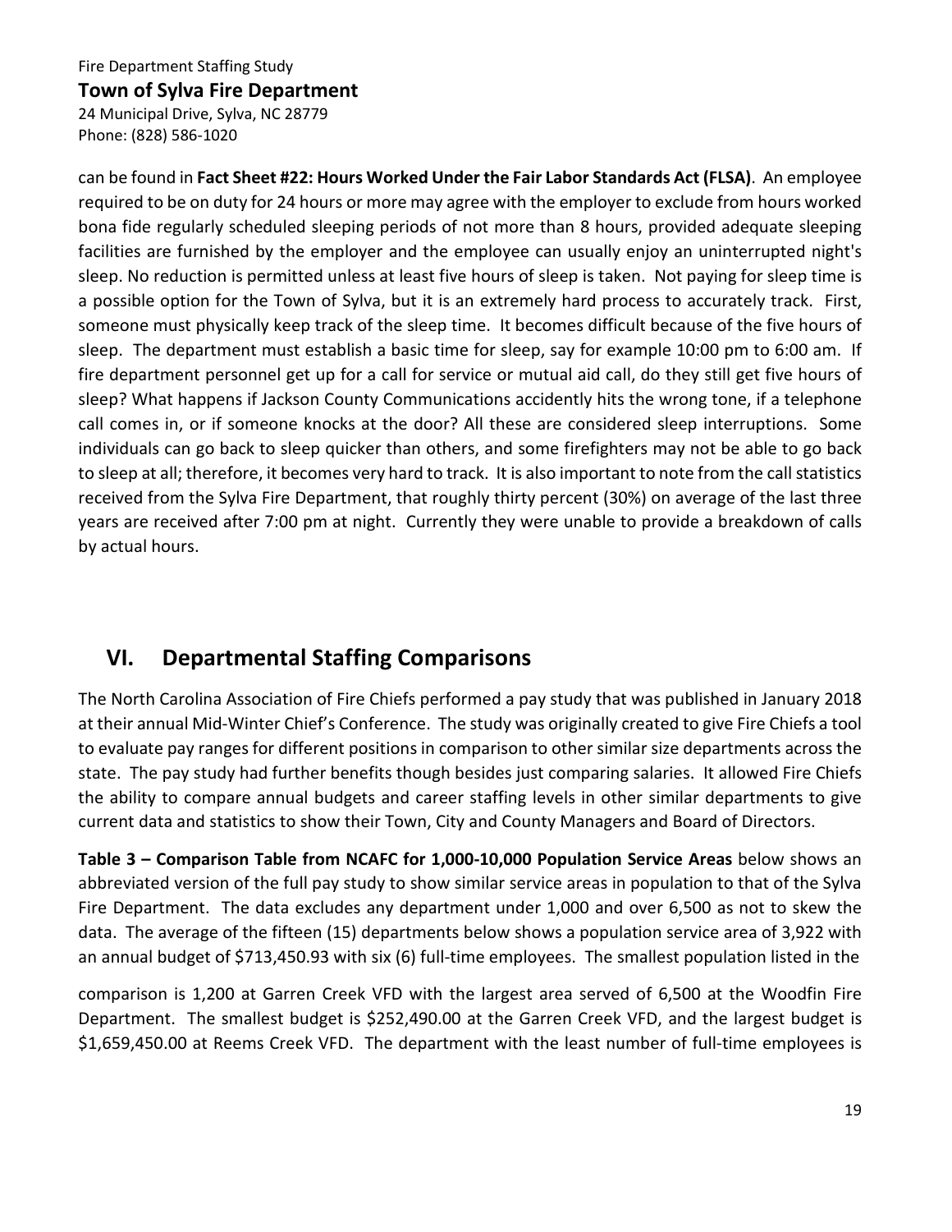can be found in **Fact Sheet #22: Hours Worked Under the Fair Labor Standards Act (FLSA)**. An employee required to be on duty for 24 hours or more may agree with the employer to exclude from hours worked bona fide regularly scheduled sleeping periods of not more than 8 hours, provided adequate sleeping facilities are furnished by the employer and the employee can usually enjoy an uninterrupted night's sleep. No reduction is permitted unless at least five hours of sleep is taken. Not paying for sleep time is a possible option for the Town of Sylva, but it is an extremely hard process to accurately track. First, someone must physically keep track of the sleep time. It becomes difficult because of the five hours of sleep. The department must establish a basic time for sleep, say for example 10:00 pm to 6:00 am. If fire department personnel get up for a call for service or mutual aid call, do they still get five hours of sleep? What happens if Jackson County Communications accidently hits the wrong tone, if a telephone call comes in, or if someone knocks at the door? All these are considered sleep interruptions. Some individuals can go back to sleep quicker than others, and some firefighters may not be able to go back to sleep at all; therefore, it becomes very hard to track. It is also important to note from the call statistics received from the Sylva Fire Department, that roughly thirty percent (30%) on average of the last three years are received after 7:00 pm at night. Currently they were unable to provide a breakdown of calls by actual hours.

## VI. Departmental Staffing Comparisons

The North Carolina Association of Fire Chiefs performed a pay study that was published in January 2018 at their annual Mid-Winter Chief's Conference. The study was originally created to give Fire Chiefs a tool to evaluate pay ranges for different positions in comparison to other similar size departments across the state. The pay study had further benefits though besides just comparing salaries. It allowed Fire Chiefs the ability to compare annual budgets and career staffing levels in other similar departments to give current data and statistics to show their Town, City and County Managers and Board of Directors.

**Table 3 – Comparison Table from NCAFC for 1,000-10,000 Population Service Areas** below shows an abbreviated version of the full pay study to show similar service areas in population to that of the Sylva Fire Department. The data excludes any department under 1,000 and over 6,500 as not to skew the data. The average of the fifteen (15) departments below shows a population service area of 3,922 with an annual budget of $713,450.93 with six (6) full-time employees. The smallest population listed in the comparison is 1,200 at Garren Creek VFD with the largest area served of 6,500 at the Woodfin Fire Department. The smallest budget is $252,490.00 at the Garren Creek VFD, and the largest budget is $1,659,450.00 at Reems Creek VFD. The department with the least number of full-time employees is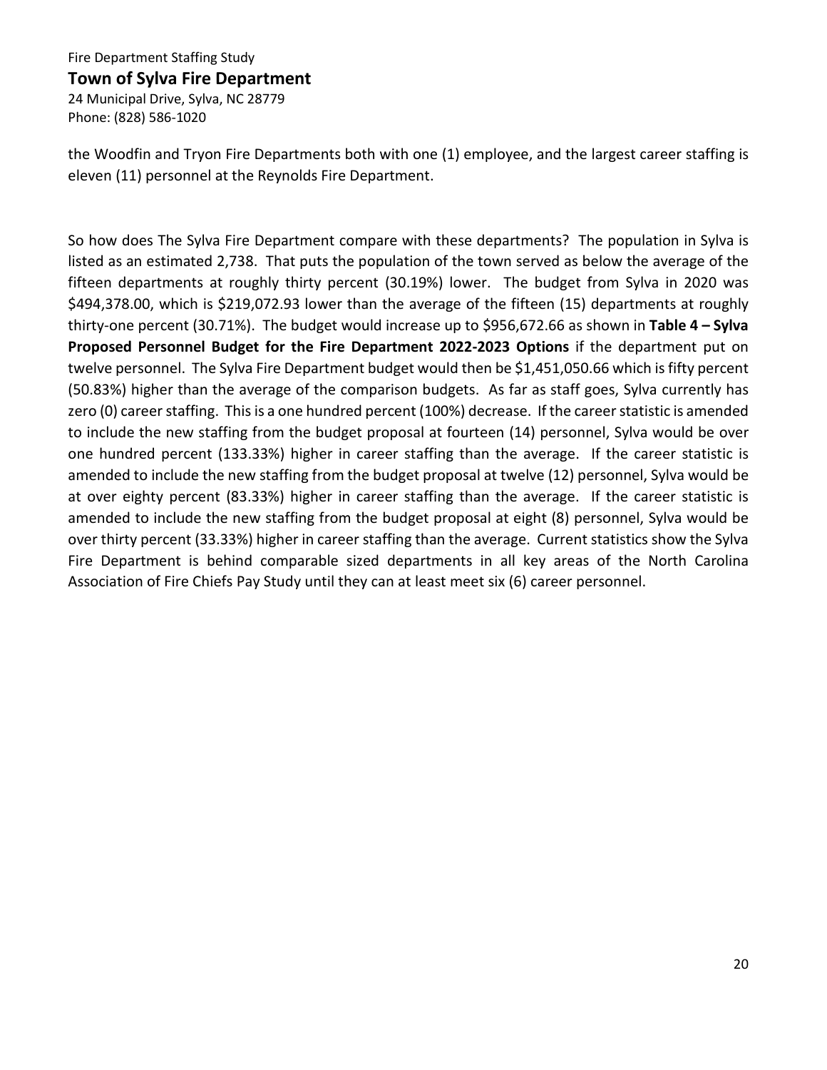the Woodfin and Tryon Fire Departments both with one (1) employee, and the largest career staffing is eleven (11) personnel at the Reynolds Fire Department.

So how does The Sylva Fire Department compare with these departments? The population in Sylva is listed as an estimated 2,738. That puts the population of the town served as below the average of the fifteen departments at roughly thirty percent (30.19%) lower. The budget from Sylva in 2020 was $494,378.00, which is $219,072.93 lower than the average of the fifteen (15) departments at roughly thirty-one percent (30.71%). The budget would increase up to $956,672.66 as shown in **Table 4 – Sylva Proposed Personnel Budget for the Fire Department 2022-2023 Options** if the department put on twelve personnel. The Sylva Fire Department budget would then be $1,451,050.66 which is fifty percent (50.83%) higher than the average of the comparison budgets. As far as staff goes, Sylva currently has zero (0) career staffing. This is a one hundred percent (100%) decrease. If the career statistic is amended to include the new staffing from the budget proposal at fourteen (14) personnel, Sylva would be over one hundred percent (133.33%) higher in career staffing than the average. If the career statistic is amended to include the new staffing from the budget proposal at twelve (12) personnel, Sylva would be at over eighty percent (83.33%) higher in career staffing than the average. If the career statistic is amended to include the new staffing from the budget proposal at eight (8) personnel, Sylva would be over thirty percent (33.33%) higher in career staffing than the average. Current statistics show the Sylva Fire Department is behind comparable sized departments in all key areas of the North Carolina Association of Fire Chiefs Pay Study until they can at least meet six (6) career personnel.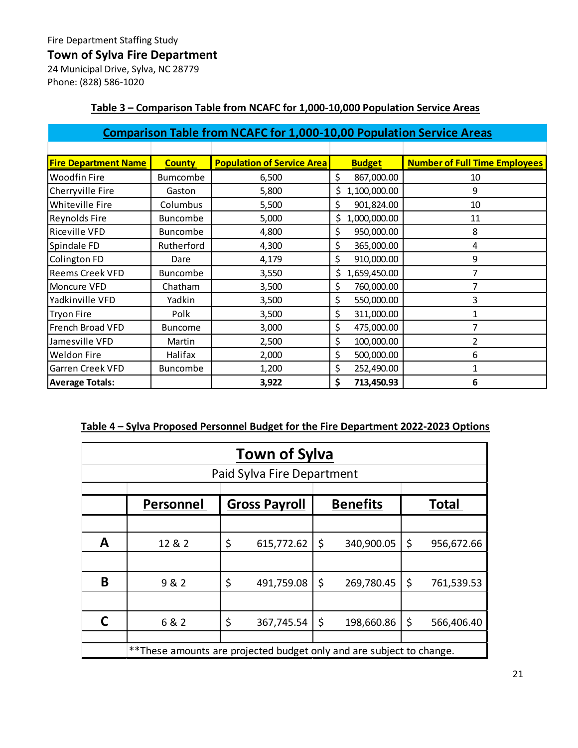Fire Department Staffing Study

**Town of Sylva Fire Department**

24 Municipal Drive, Sylva, NC 28779

Phone: (828) 586-1020

**Table 3 – Comparison Table from NCAFC for 1,000-10,000 Population Service Areas**

| Comparison Table from NCAFC for 1,000-10,00 Population Service Areas | | | | |
|---|---|---|---|---|
| **Fire Department Name** | **County** | **Population of Service Area** | **Budget** | **Number of Full Time Employees** |
| Woodfin Fire | Bumcombe | 6,500 | $ 867,000.00 | 10 |
| Cherryville Fire | Gaston | 5,800 | $ 1,100,000.00 | 9 |
| Whiteville Fire | Columbus | 5,500 | $ 901,824.00 | 10 |
| Reynolds Fire | Buncombe | 5,000 | $ 1,000,000.00 | 11 |
| Riceville VFD | Buncombe | 4,800 | $ 950,000.00 | 8 |
| Spindale FD | Rutherford | 4,300 | $ 365,000.00 | 4 |
| Colington FD | Dare | 4,179 | $ 910,000.00 | 9 |
| Reems Creek VFD | Buncombe | 3,550 | $ 1,659,450.00 | 7 |
| Moncure VFD | Chatham | 3,500 | $ 760,000.00 | 7 |
| Yadkinville VFD | Yadkin | 3,500 | $ 550,000.00 | 3 |
| Tryon Fire | Polk | 3,500 | $ 311,000.00 | 1 |
| French Broad VFD | Buncome | 3,000 | $ 475,000.00 | 7 |
| Jamesville VFD | Martin | 2,500 | $ 100,000.00 | 2 |
| Weldon Fire | Halifax | 2,000 | $ 500,000.00 | 6 |
| Garren Creek VFD | Buncombe | 1,200 | $ 252,490.00 | 1 |
| **Average Totals:** | | **3,922** | **$ 713,450.93** | **6** |

**Table 4 – Sylva Proposed Personnel Budget for the Fire Department 2022-2023 Options**

| Town of Sylva | | | | |
|---|---|---|---|---|
| Paid Sylva Fire Department | | | | |
| | **Personnel** | **Gross Payroll** | **Benefits** | **Total** |
| **A** | 12 & 2 | $ 615,772.62 | $ 340,900.05 | $ 956,672.66 |
| **B** | 9 & 2 | $ 491,759.08 | $ 269,780.45 | $ 761,539.53 |
| **C** | 6 & 2 | $ 367,745.54 | $ 198,660.86 | $ 566,406.40 |
| | **These amounts are projected budget only and are subject to change. | | | |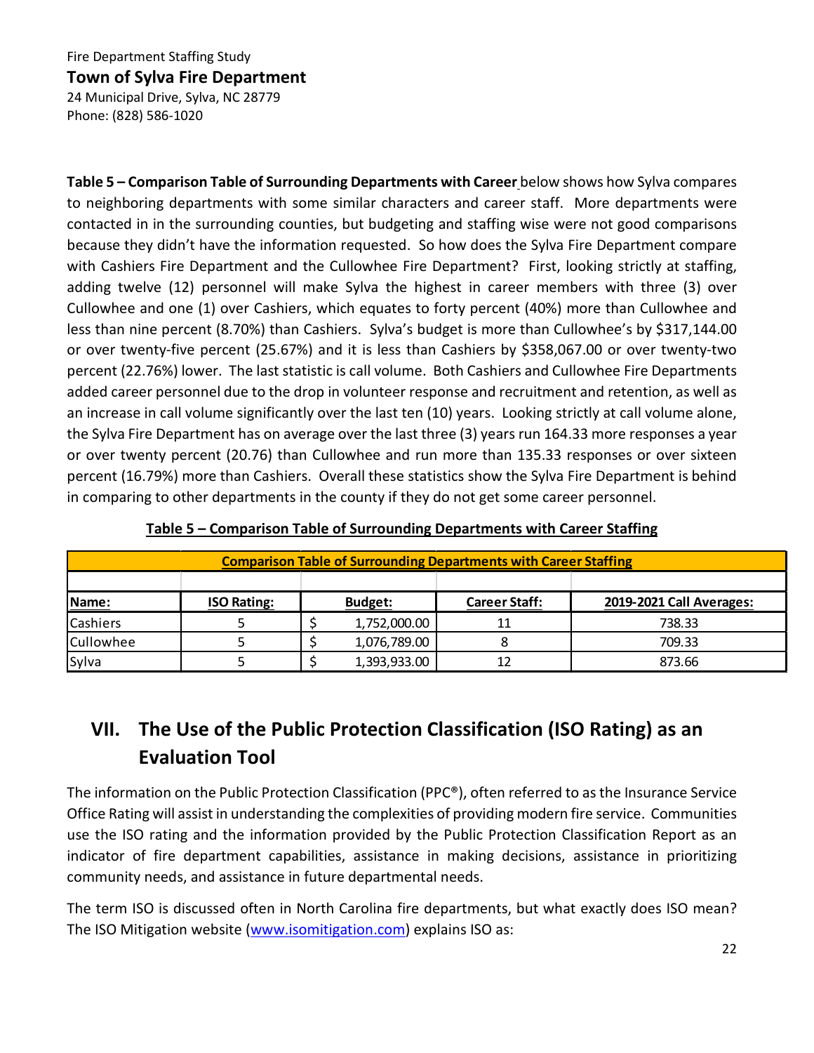**Table 5 – Comparison Table of Surrounding Departments with Career** below shows how Sylva compares to neighboring departments with some similar characters and career staff. More departments were contacted in in the surrounding counties, but budgeting and staffing wise were not good comparisons because they didn't have the information requested. So how does the Sylva Fire Department compare with Cashiers Fire Department and the Cullowhee Fire Department? First, looking strictly at staffing, adding twelve (12) personnel will make Sylva the highest in career members with three (3) over Cullowhee and one (1) over Cashiers, which equates to forty percent (40%) more than Cullowhee and less than nine percent (8.70%) than Cashiers. Sylva's budget is more than Cullowhee's by $317,144.00 or over twenty-five percent (25.67%) and it is less than Cashiers by $358,067.00 or over twenty-two percent (22.76%) lower. The last statistic is call volume. Both Cashiers and Cullowhee Fire Departments added career personnel due to the drop in volunteer response and recruitment and retention, as well as an increase in call volume significantly over the last ten (10) years. Looking strictly at call volume alone, the Sylva Fire Department has on average over the last three (3) years run 164.33 more responses a year or over twenty percent (20.76) than Cullowhee and run more than 135.33 responses or over sixteen percent (16.79%) more than Cashiers. Overall these statistics show the Sylva Fire Department is behind in comparing to other departments in the county if they do not get some career personnel.

**Table 5 – Comparison Table of Surrounding Departments with Career Staffing**

| Comparison Table of Surrounding Departments with Career Staffing | | | | |
|---|---|---|---|---|
| **Name:** | **ISO Rating:** | **Budget:** | **Career Staff:** | **2019-2021 Call Averages:** |
| Cashiers | 5 | $ 1,752,000.00 | 11 | 738.33 |
| Cullowhee | 5 | $ 1,076,789.00 | 8 | 709.33 |
| Sylva | 5 | $ 1,393,933.00 | 12 | 873.66 |

## VII. The Use of the Public Protection Classification (ISO Rating) as an Evaluation Tool

The information on the Public Protection Classification (PPC®), often referred to as the Insurance Service Office Rating will assist in understanding the complexities of providing modern fire service. Communities use the ISO rating and the information provided by the Public Protection Classification Report as an indicator of fire department capabilities, assistance in making decisions, assistance in prioritizing community needs, and assistance in future departmental needs.

The term ISO is discussed often in North Carolina fire departments, but what exactly does ISO mean? The ISO Mitigation website (www.isomitigation.com) explains ISO as: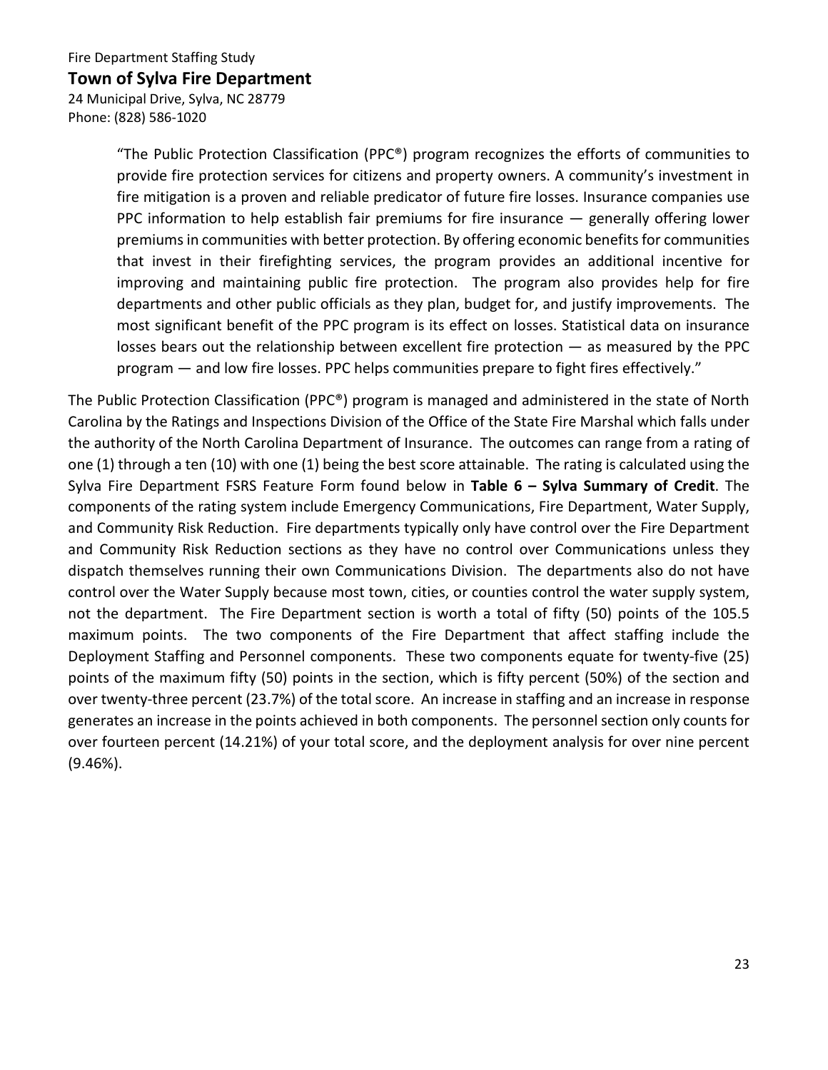> "The Public Protection Classification (PPC®) program recognizes the efforts of communities to provide fire protection services for citizens and property owners. A community's investment in fire mitigation is a proven and reliable predicator of future fire losses. Insurance companies use PPC information to help establish fair premiums for fire insurance — generally offering lower premiums in communities with better protection. By offering economic benefits for communities that invest in their firefighting services, the program provides an additional incentive for improving and maintaining public fire protection. The program also provides help for fire departments and other public officials as they plan, budget for, and justify improvements. The most significant benefit of the PPC program is its effect on losses. Statistical data on insurance losses bears out the relationship between excellent fire protection — as measured by the PPC program — and low fire losses. PPC helps communities prepare to fight fires effectively."

The Public Protection Classification (PPC®) program is managed and administered in the state of North Carolina by the Ratings and Inspections Division of the Office of the State Fire Marshal which falls under the authority of the North Carolina Department of Insurance. The outcomes can range from a rating of one (1) through a ten (10) with one (1) being the best score attainable. The rating is calculated using the Sylva Fire Department FSRS Feature Form found below in **Table 6 – Sylva Summary of Credit**. The components of the rating system include Emergency Communications, Fire Department, Water Supply, and Community Risk Reduction. Fire departments typically only have control over the Fire Department and Community Risk Reduction sections as they have no control over Communications unless they dispatch themselves running their own Communications Division. The departments also do not have control over the Water Supply because most town, cities, or counties control the water supply system, not the department. The Fire Department section is worth a total of fifty (50) points of the 105.5 maximum points. The two components of the Fire Department that affect staffing include the Deployment Staffing and Personnel components. These two components equate for twenty-five (25) points of the maximum fifty (50) points in the section, which is fifty percent (50%) of the section and over twenty-three percent (23.7%) of the total score. An increase in staffing and an increase in response generates an increase in the points achieved in both components. The personnel section only counts for over fourteen percent (14.21%) of your total score, and the deployment analysis for over nine percent (9.46%).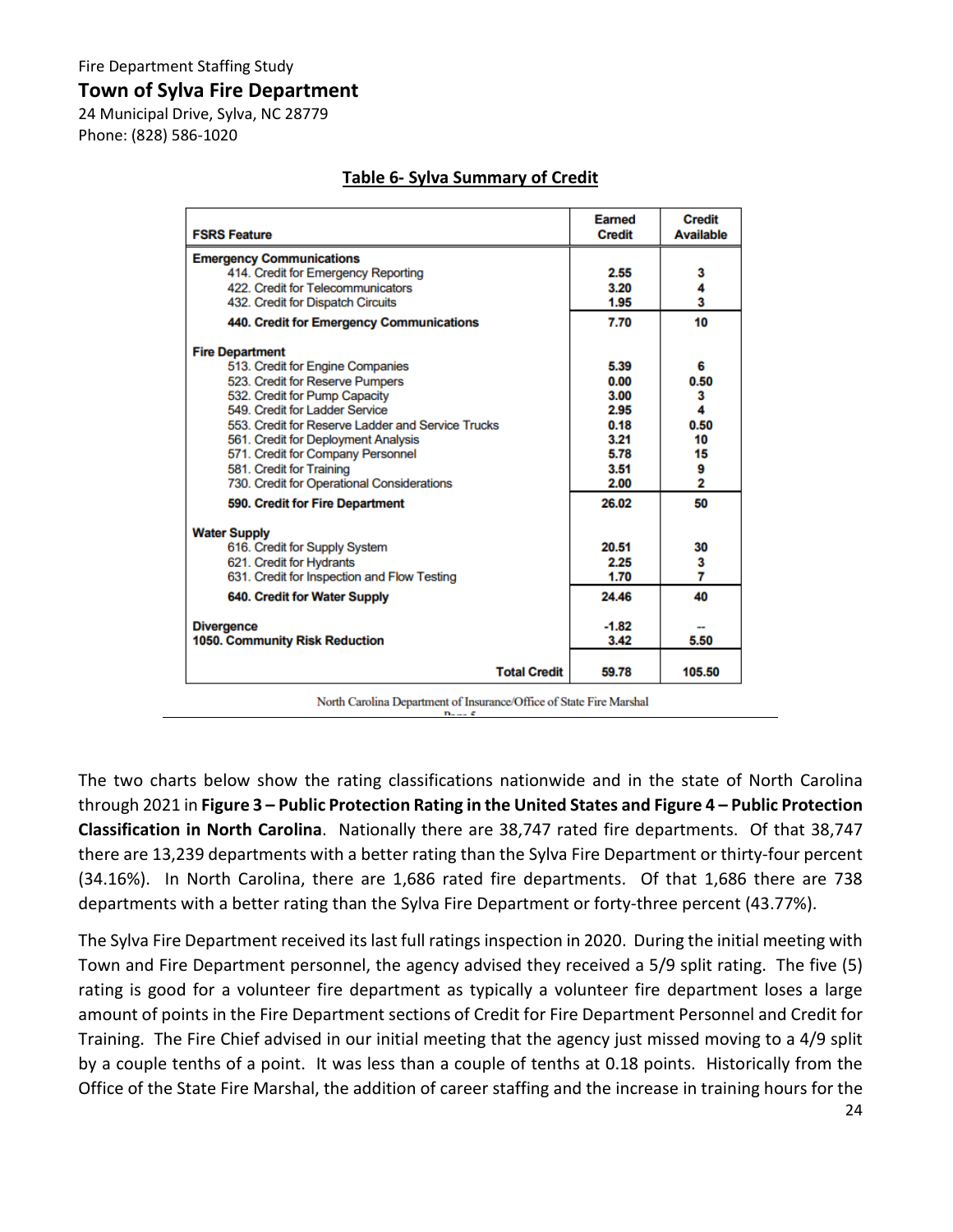Fire Department Staffing Study

## Town of Sylva Fire Department

24 Municipal Drive, Sylva, NC 28779
Phone: (828) 586-1020

**Table 6- Sylva Summary of Credit**

| FSRS Feature | Earned Credit | Credit Available |
|---|---|---|
| **Emergency Communications** | | |
| 414. Credit for Emergency Reporting | 2.55 | 3 |
| 422. Credit for Telecommunicators | 3.20 | 4 |
| 432. Credit for Dispatch Circuits | 1.95 | 3 |
| **440. Credit for Emergency Communications** | **7.70** | **10** |
| **Fire Department** | | |
| 513. Credit for Engine Companies | 5.39 | 6 |
| 523. Credit for Reserve Pumpers | 0.00 | 0.50 |
| 532. Credit for Pump Capacity | 3.00 | 3 |
| 549. Credit for Ladder Service | 2.95 | 4 |
| 553. Credit for Reserve Ladder and Service Trucks | 0.18 | 0.50 |
| 561. Credit for Deployment Analysis | 3.21 | 10 |
| 571. Credit for Company Personnel | 5.78 | 15 |
| 581. Credit for Training | 3.51 | 9 |
| 730. Credit for Operational Considerations | 2.00 | 2 |
| **590. Credit for Fire Department** | **26.02** | **50** |
| **Water Supply** | | |
| 616. Credit for Supply System | 20.51 | 30 |
| 621. Credit for Hydrants | 2.25 | 3 |
| 631. Credit for Inspection and Flow Testing | 1.70 | 7 |
| **640. Credit for Water Supply** | **24.46** | **40** |
| **Divergence** | -1.82 | -- |
| **1050. Community Risk Reduction** | 3.42 | 5.50 |
| **Total Credit** | **59.78** | **105.50** |

North Carolina Department of Insurance/Office of State Fire Marshal

The two charts below show the rating classifications nationwide and in the state of North Carolina through 2021 in **Figure 3 – Public Protection Rating in the United States and Figure 4 – Public Protection Classification in North Carolina**. Nationally there are 38,747 rated fire departments. Of that 38,747 there are 13,239 departments with a better rating than the Sylva Fire Department or thirty-four percent (34.16%). In North Carolina, there are 1,686 rated fire departments. Of that 1,686 there are 738 departments with a better rating than the Sylva Fire Department or forty-three percent (43.77%).

The Sylva Fire Department received its last full ratings inspection in 2020. During the initial meeting with Town and Fire Department personnel, the agency advised they received a 5/9 split rating. The five (5) rating is good for a volunteer fire department as typically a volunteer fire department loses a large amount of points in the Fire Department sections of Credit for Fire Department Personnel and Credit for Training. The Fire Chief advised in our initial meeting that the agency just missed moving to a 4/9 split by a couple tenths of a point. It was less than a couple of tenths at 0.18 points. Historically from the Office of the State Fire Marshal, the addition of career staffing and the increase in training hours for the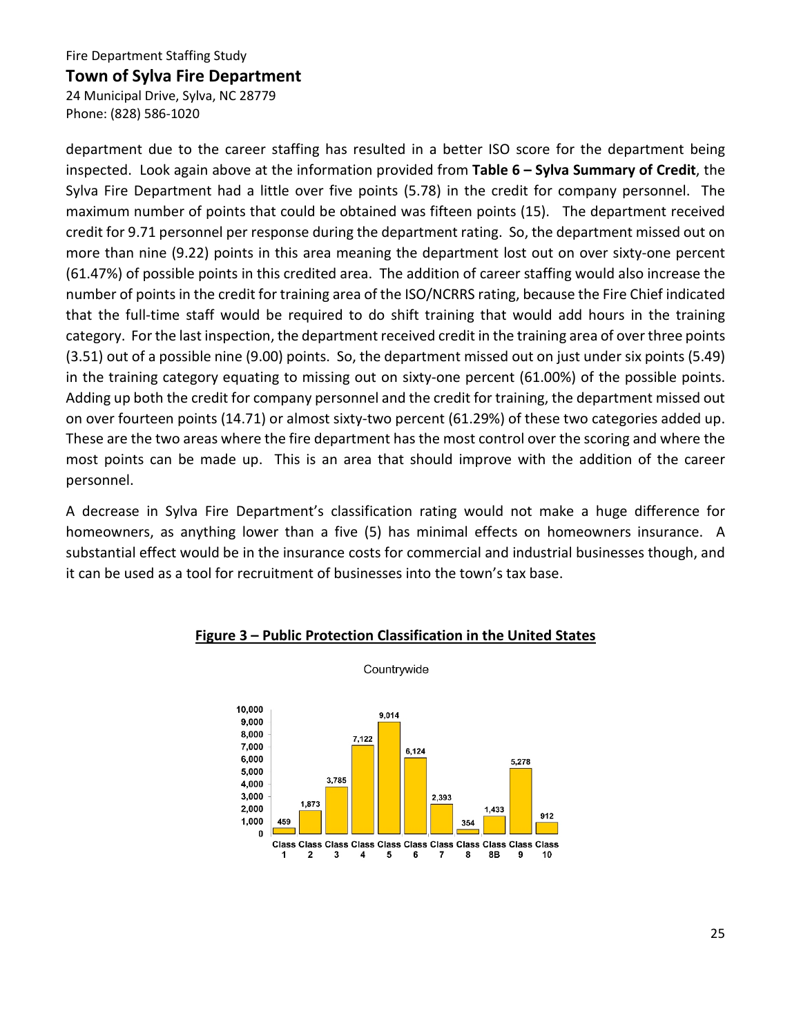department due to the career staffing has resulted in a better ISO score for the department being inspected. Look again above at the information provided from **Table 6 – Sylva Summary of Credit**, the Sylva Fire Department had a little over five points (5.78) in the credit for company personnel. The maximum number of points that could be obtained was fifteen points (15). The department received credit for 9.71 personnel per response during the department rating. So, the department missed out on more than nine (9.22) points in this area meaning the department lost out on over sixty-one percent (61.47%) of possible points in this credited area. The addition of career staffing would also increase the number of points in the credit for training area of the ISO/NCRRS rating, because the Fire Chief indicated that the full-time staff would be required to do shift training that would add hours in the training category. For the last inspection, the department received credit in the training area of over three points (3.51) out of a possible nine (9.00) points. So, the department missed out on just under six points (5.49) in the training category equating to missing out on sixty-one percent (61.00%) of the possible points. Adding up both the credit for company personnel and the credit for training, the department missed out on over fourteen points (14.71) or almost sixty-two percent (61.29%) of these two categories added up. These are the two areas where the fire department has the most control over the scoring and where the most points can be made up. This is an area that should improve with the addition of the career personnel.

A decrease in Sylva Fire Department's classification rating would not make a huge difference for homeowners, as anything lower than a five (5) has minimal effects on homeowners insurance. A substantial effect would be in the insurance costs for commercial and industrial businesses though, and it can be used as a tool for recruitment of businesses into the town's tax base.

**Figure 3 – Public Protection Classification in the United States**

Countrywide

| Class | Count |
|---|---|
| Class 1 | 459 |
| Class 2 | 1,873 |
| Class 3 | 3,785 |
| Class 4 | 7,122 |
| Class 5 | 9,014 |
| Class 6 | 6,124 |
| Class 7 | 2,393 |
| Class 8 | 354 |
| Class 8B | 1,433 |
| Class 9 | 5,278 |
| Class 10 | 912 |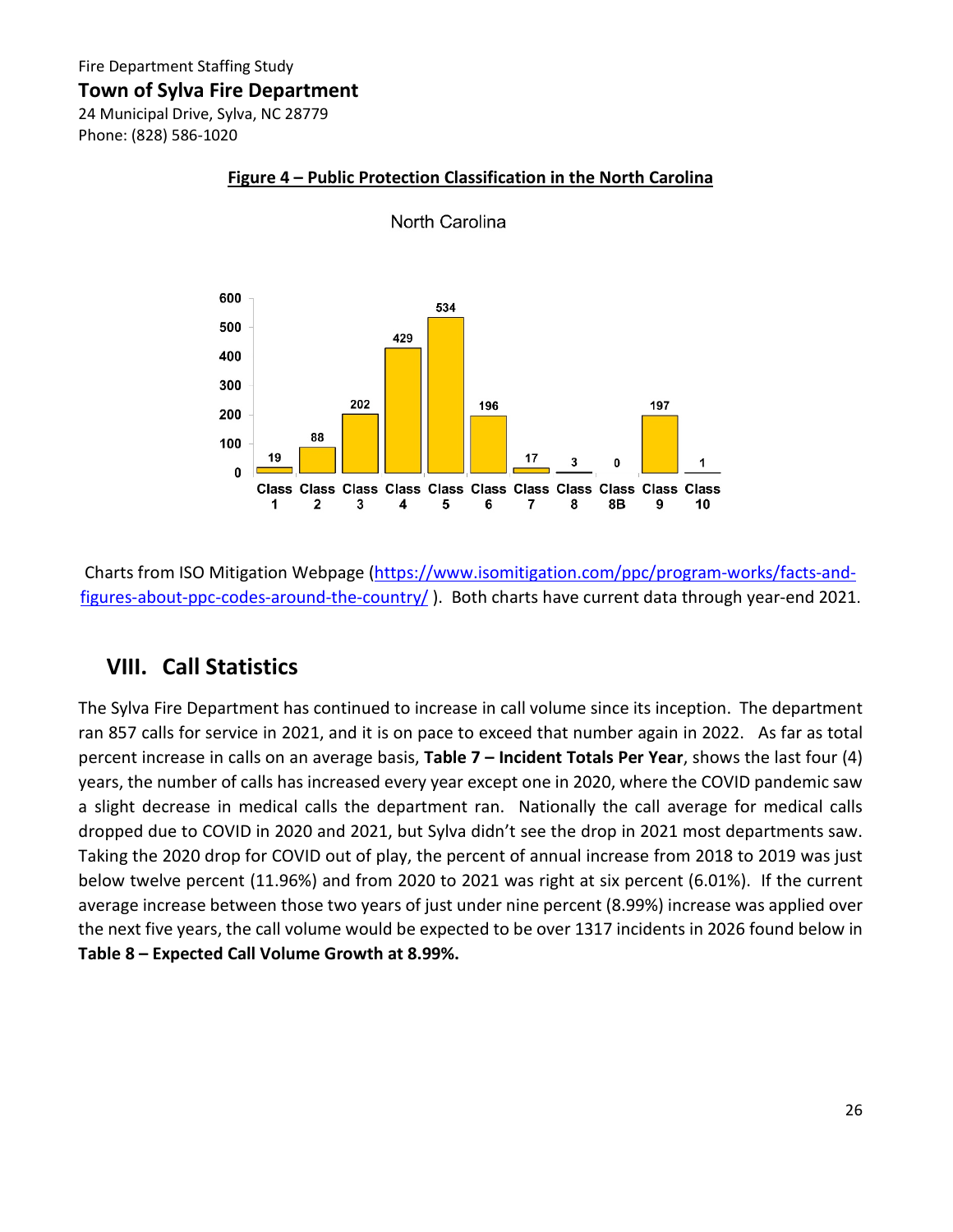**Figure 4 – Public Protection Classification in the North Carolina**

North Carolina

| Class | Count |
|---|---|
| Class 1 | 19 |
| Class 2 | 88 |
| Class 3 | 202 |
| Class 4 | 429 |
| Class 5 | 534 |
| Class 6 | 196 |
| Class 7 | 17 |
| Class 8 | 3 |
| Class 8B | 0 |
| Class 9 | 197 |
| Class 10 | 1 |

Charts from ISO Mitigation Webpage (https://www.isomitigation.com/ppc/program-works/facts-and-figures-about-ppc-codes-around-the-country/ ). Both charts have current data through year-end 2021.

## VIII. Call Statistics

The Sylva Fire Department has continued to increase in call volume since its inception. The department ran 857 calls for service in 2021, and it is on pace to exceed that number again in 2022. As far as total percent increase in calls on an average basis, **Table 7 – Incident Totals Per Year**, shows the last four (4) years, the number of calls has increased every year except one in 2020, where the COVID pandemic saw a slight decrease in medical calls the department ran. Nationally the call average for medical calls dropped due to COVID in 2020 and 2021, but Sylva didn't see the drop in 2021 most departments saw. Taking the 2020 drop for COVID out of play, the percent of annual increase from 2018 to 2019 was just below twelve percent (11.96%) and from 2020 to 2021 was right at six percent (6.01%). If the current average increase between those two years of just under nine percent (8.99%) increase was applied over the next five years, the call volume would be expected to be over 1317 incidents in 2026 found below in **Table 8 – Expected Call Volume Growth at 8.99%.**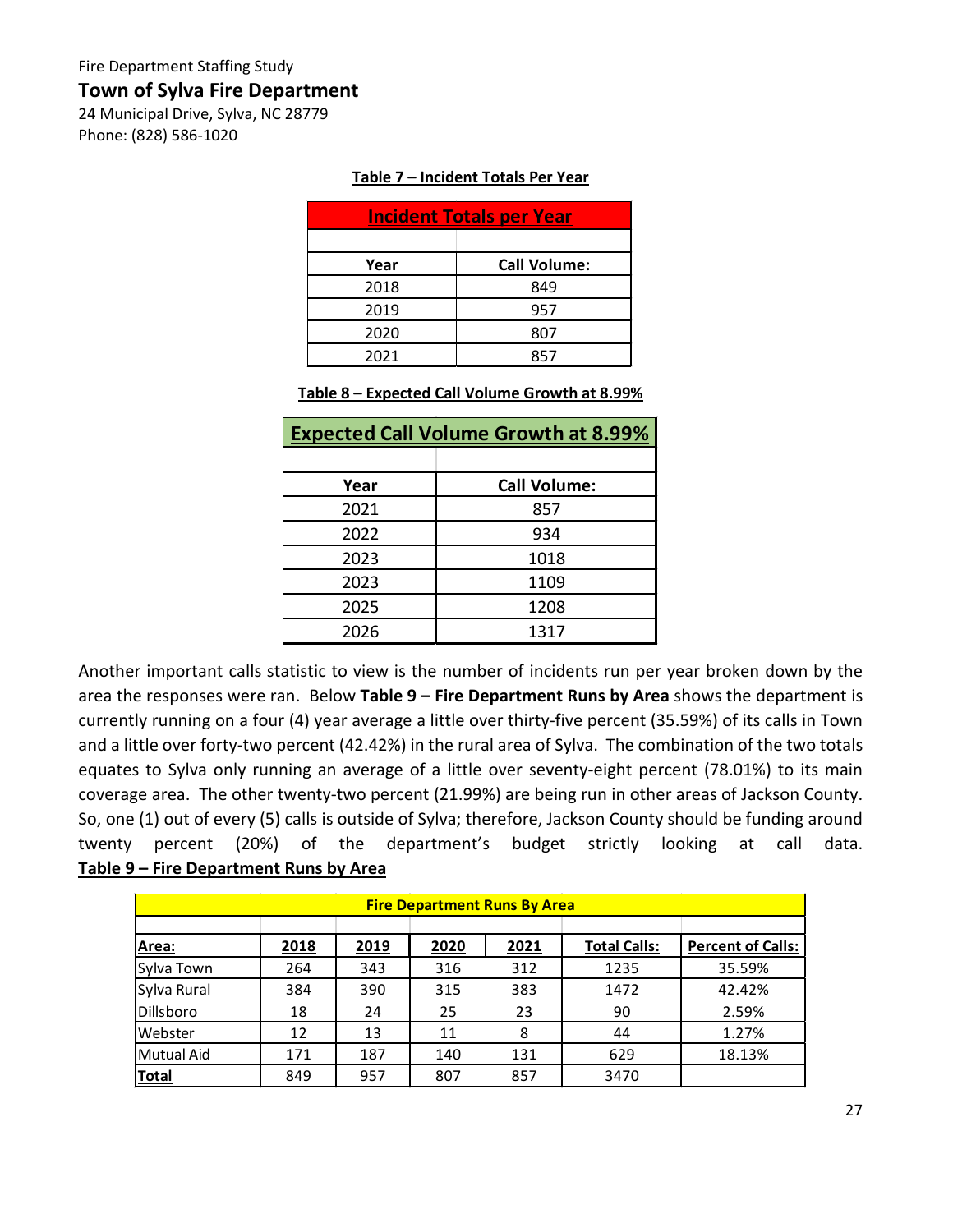Fire Department Staffing Study

## Town of Sylva Fire Department

24 Municipal Drive, Sylva, NC 28779
Phone: (828) 586-1020

**Table 7 – Incident Totals Per Year**

| Incident Totals per Year | |
|---|---|
| | |
| **Year** | **Call Volume:** |
| 2018 | 849 |
| 2019 | 957 |
| 2020 | 807 |
| 2021 | 857 |

**Table 8 – Expected Call Volume Growth at 8.99%**

| Expected Call Volume Growth at 8.99% | |
|---|---|
| | |
| **Year** | **Call Volume:** |
| 2021 | 857 |
| 2022 | 934 |
| 2023 | 1018 |
| 2023 | 1109 |
| 2025 | 1208 |
| 2026 | 1317 |

Another important calls statistic to view is the number of incidents run per year broken down by the area the responses were ran. Below **Table 9 – Fire Department Runs by Area** shows the department is currently running on a four (4) year average a little over thirty-five percent (35.59%) of its calls in Town and a little over forty-two percent (42.42%) in the rural area of Sylva. The combination of the two totals equates to Sylva only running an average of a little over seventy-eight percent (78.01%) to its main coverage area. The other twenty-two percent (21.99%) are being run in other areas of Jackson County. So, one (1) out of every (5) calls is outside of Sylva; therefore, Jackson County should be funding around twenty percent (20%) of the department's budget strictly looking at call data.

**Table 9 – Fire Department Runs by Area**

| Fire Department Runs By Area | | | | | | |
|---|---|---|---|---|---|---|
| | | | | | | |
| **Area:** | **2018** | **2019** | **2020** | **2021** | **Total Calls:** | **Percent of Calls:** |
| Sylva Town | 264 | 343 | 316 | 312 | 1235 | 35.59% |
| Sylva Rural | 384 | 390 | 315 | 383 | 1472 | 42.42% |
| Dillsboro | 18 | 24 | 25 | 23 | 90 | 2.59% |
| Webster | 12 | 13 | 11 | 8 | 44 | 1.27% |
| Mutual Aid | 171 | 187 | 140 | 131 | 629 | 18.13% |
| **Total** | 849 | 957 | 807 | 857 | 3470 | |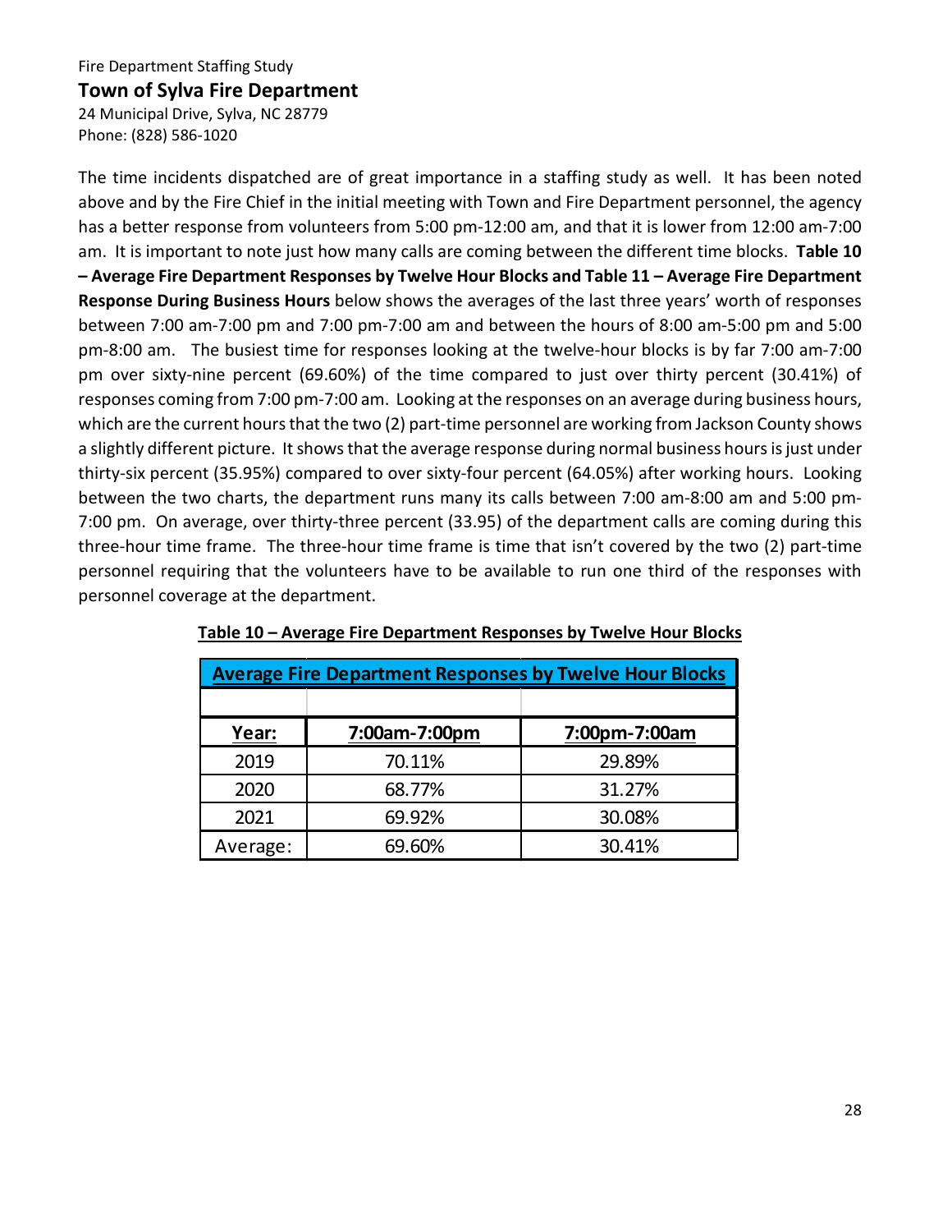The time incidents dispatched are of great importance in a staffing study as well. It has been noted above and by the Fire Chief in the initial meeting with Town and Fire Department personnel, the agency has a better response from volunteers from 5:00 pm-12:00 am, and that it is lower from 12:00 am-7:00 am. It is important to note just how many calls are coming between the different time blocks. **Table 10 – Average Fire Department Responses by Twelve Hour Blocks and Table 11 – Average Fire Department Response During Business Hours** below shows the averages of the last three years' worth of responses between 7:00 am-7:00 pm and 7:00 pm-7:00 am and between the hours of 8:00 am-5:00 pm and 5:00 pm-8:00 am. The busiest time for responses looking at the twelve-hour blocks is by far 7:00 am-7:00 pm over sixty-nine percent (69.60%) of the time compared to just over thirty percent (30.41%) of responses coming from 7:00 pm-7:00 am. Looking at the responses on an average during business hours, which are the current hours that the two (2) part-time personnel are working from Jackson County shows a slightly different picture. It shows that the average response during normal business hours is just under thirty-six percent (35.95%) compared to over sixty-four percent (64.05%) after working hours. Looking between the two charts, the department runs many its calls between 7:00 am-8:00 am and 5:00 pm-7:00 pm. On average, over thirty-three percent (33.95) of the department calls are coming during this three-hour time frame. The three-hour time frame is time that isn't covered by the two (2) part-time personnel requiring that the volunteers have to be available to run one third of the responses with personnel coverage at the department.

**Table 10 – Average Fire Department Responses by Twelve Hour Blocks**

| Average Fire Department Responses by Twelve Hour Blocks | | |
|---|---|---|
| **Year:** | **7:00am-7:00pm** | **7:00pm-7:00am** |
| 2019 | 70.11% | 29.89% |
| 2020 | 68.77% | 31.27% |
| 2021 | 69.92% | 30.08% |
| Average: | 69.60% | 30.41% |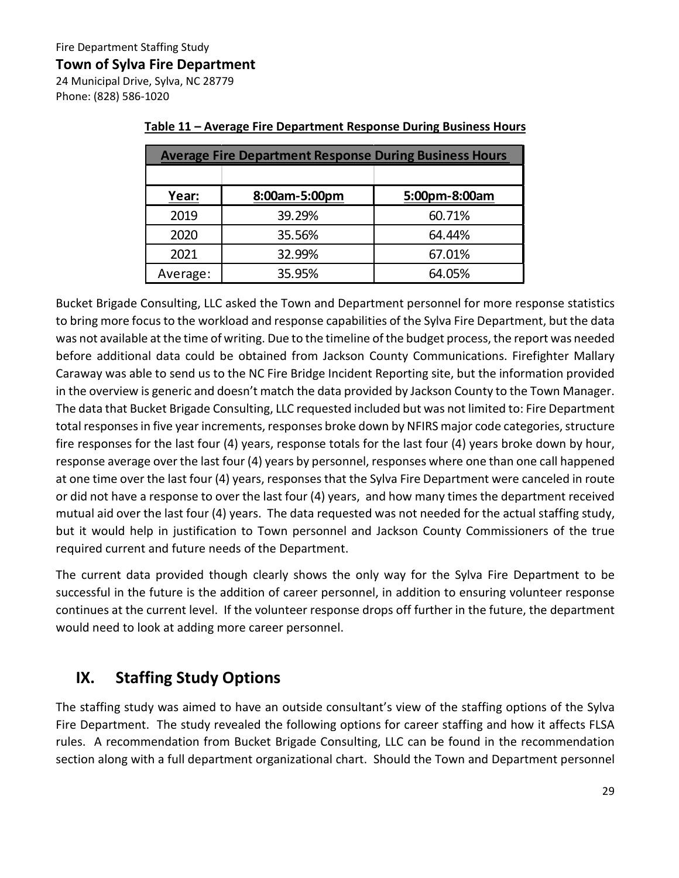**Table 11 – Average Fire Department Response During Business Hours**

| Average Fire Department Response During Business Hours | | |
|---|---|---|
| | | |
| Year: | 8:00am-5:00pm | 5:00pm-8:00am |
| 2019 | 39.29% | 60.71% |
| 2020 | 35.56% | 64.44% |
| 2021 | 32.99% | 67.01% |
| Average: | 35.95% | 64.05% |

Bucket Brigade Consulting, LLC asked the Town and Department personnel for more response statistics to bring more focus to the workload and response capabilities of the Sylva Fire Department, but the data was not available at the time of writing. Due to the timeline of the budget process, the report was needed before additional data could be obtained from Jackson County Communications. Firefighter Mallary Caraway was able to send us to the NC Fire Bridge Incident Reporting site, but the information provided in the overview is generic and doesn't match the data provided by Jackson County to the Town Manager. The data that Bucket Brigade Consulting, LLC requested included but was not limited to: Fire Department total responses in five year increments, responses broke down by NFIRS major code categories, structure fire responses for the last four (4) years, response totals for the last four (4) years broke down by hour, response average over the last four (4) years by personnel, responses where one than one call happened at one time over the last four (4) years, responses that the Sylva Fire Department were canceled in route or did not have a response to over the last four (4) years, and how many times the department received mutual aid over the last four (4) years. The data requested was not needed for the actual staffing study, but it would help in justification to Town personnel and Jackson County Commissioners of the true required current and future needs of the Department.

The current data provided though clearly shows the only way for the Sylva Fire Department to be successful in the future is the addition of career personnel, in addition to ensuring volunteer response continues at the current level. If the volunteer response drops off further in the future, the department would need to look at adding more career personnel.

## IX. Staffing Study Options

The staffing study was aimed to have an outside consultant's view of the staffing options of the Sylva Fire Department. The study revealed the following options for career staffing and how it affects FLSA rules. A recommendation from Bucket Brigade Consulting, LLC can be found in the recommendation section along with a full department organizational chart. Should the Town and Department personnel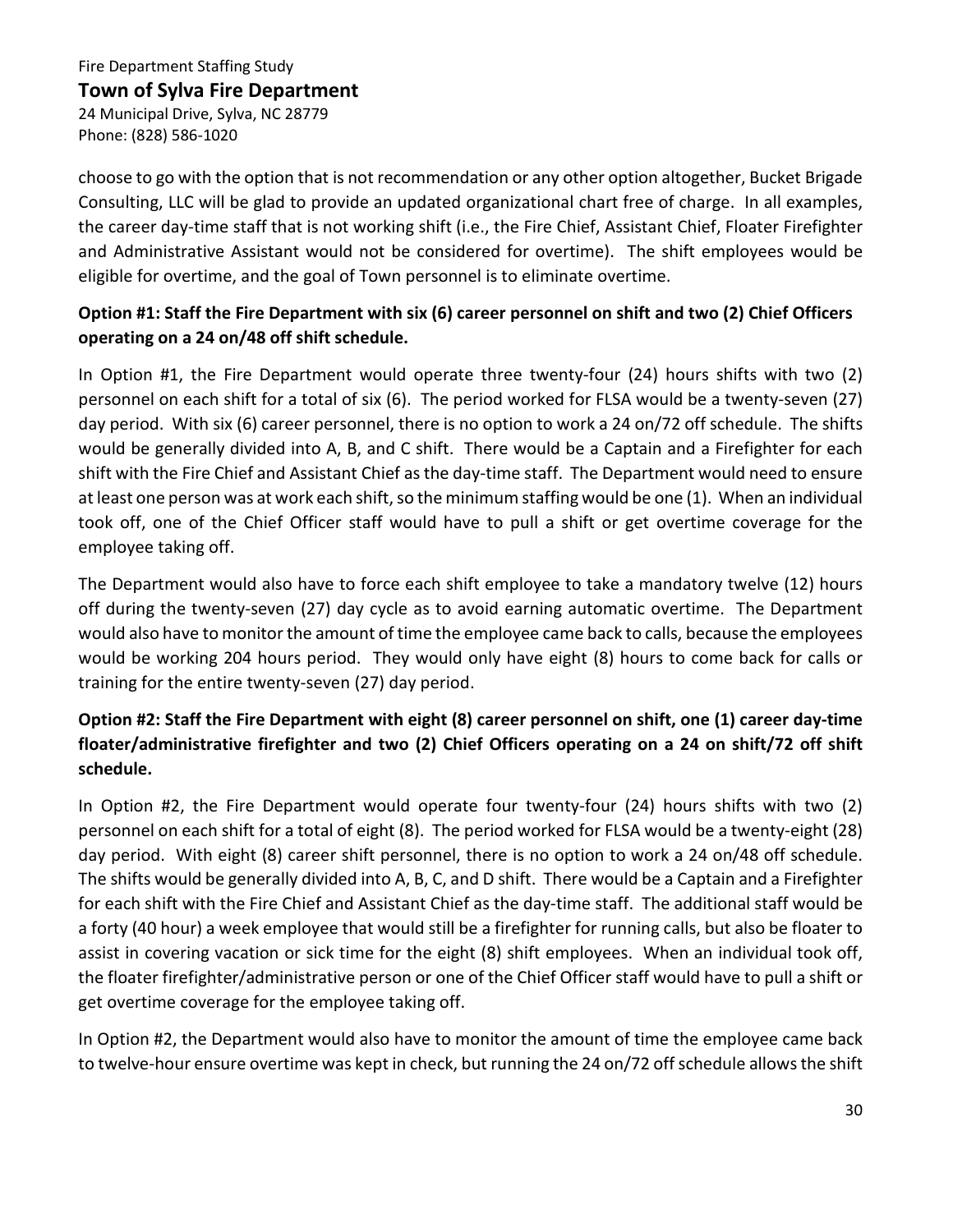choose to go with the option that is not recommendation or any other option altogether, Bucket Brigade Consulting, LLC will be glad to provide an updated organizational chart free of charge. In all examples, the career day-time staff that is not working shift (i.e., the Fire Chief, Assistant Chief, Floater Firefighter and Administrative Assistant would not be considered for overtime). The shift employees would be eligible for overtime, and the goal of Town personnel is to eliminate overtime.

**Option #1: Staff the Fire Department with six (6) career personnel on shift and two (2) Chief Officers operating on a 24 on/48 off shift schedule.**

In Option #1, the Fire Department would operate three twenty-four (24) hours shifts with two (2) personnel on each shift for a total of six (6). The period worked for FLSA would be a twenty-seven (27) day period. With six (6) career personnel, there is no option to work a 24 on/72 off schedule. The shifts would be generally divided into A, B, and C shift. There would be a Captain and a Firefighter for each shift with the Fire Chief and Assistant Chief as the day-time staff. The Department would need to ensure at least one person was at work each shift, so the minimum staffing would be one (1). When an individual took off, one of the Chief Officer staff would have to pull a shift or get overtime coverage for the employee taking off.

The Department would also have to force each shift employee to take a mandatory twelve (12) hours off during the twenty-seven (27) day cycle as to avoid earning automatic overtime. The Department would also have to monitor the amount of time the employee came back to calls, because the employees would be working 204 hours period. They would only have eight (8) hours to come back for calls or training for the entire twenty-seven (27) day period.

**Option #2: Staff the Fire Department with eight (8) career personnel on shift, one (1) career day-time floater/administrative firefighter and two (2) Chief Officers operating on a 24 on shift/72 off shift schedule.**

In Option #2, the Fire Department would operate four twenty-four (24) hours shifts with two (2) personnel on each shift for a total of eight (8). The period worked for FLSA would be a twenty-eight (28) day period. With eight (8) career shift personnel, there is no option to work a 24 on/48 off schedule. The shifts would be generally divided into A, B, C, and D shift. There would be a Captain and a Firefighter for each shift with the Fire Chief and Assistant Chief as the day-time staff. The additional staff would be a forty (40 hour) a week employee that would still be a firefighter for running calls, but also be floater to assist in covering vacation or sick time for the eight (8) shift employees. When an individual took off, the floater firefighter/administrative person or one of the Chief Officer staff would have to pull a shift or get overtime coverage for the employee taking off.

In Option #2, the Department would also have to monitor the amount of time the employee came back to twelve-hour ensure overtime was kept in check, but running the 24 on/72 off schedule allows the shift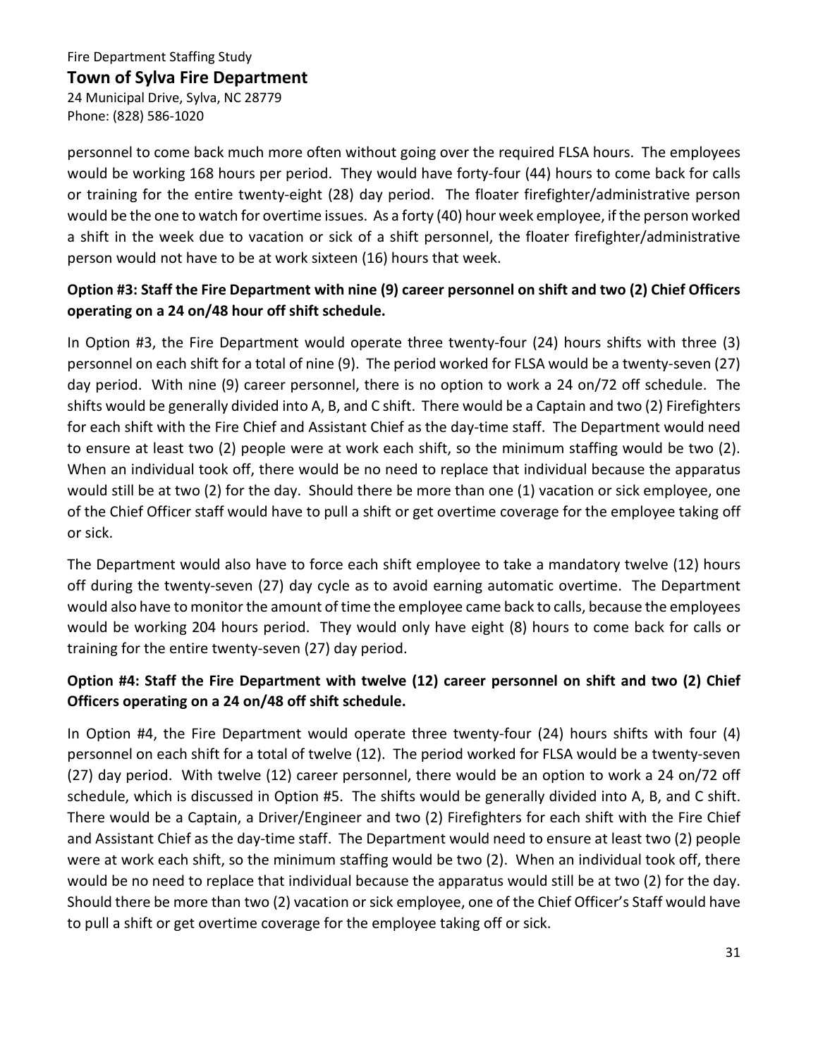personnel to come back much more often without going over the required FLSA hours. The employees would be working 168 hours per period. They would have forty-four (44) hours to come back for calls or training for the entire twenty-eight (28) day period. The floater firefighter/administrative person would be the one to watch for overtime issues. As a forty (40) hour week employee, if the person worked a shift in the week due to vacation or sick of a shift personnel, the floater firefighter/administrative person would not have to be at work sixteen (16) hours that week.

**Option #3: Staff the Fire Department with nine (9) career personnel on shift and two (2) Chief Officers operating on a 24 on/48 hour off shift schedule.**

In Option #3, the Fire Department would operate three twenty-four (24) hours shifts with three (3) personnel on each shift for a total of nine (9). The period worked for FLSA would be a twenty-seven (27) day period. With nine (9) career personnel, there is no option to work a 24 on/72 off schedule. The shifts would be generally divided into A, B, and C shift. There would be a Captain and two (2) Firefighters for each shift with the Fire Chief and Assistant Chief as the day-time staff. The Department would need to ensure at least two (2) people were at work each shift, so the minimum staffing would be two (2). When an individual took off, there would be no need to replace that individual because the apparatus would still be at two (2) for the day. Should there be more than one (1) vacation or sick employee, one of the Chief Officer staff would have to pull a shift or get overtime coverage for the employee taking off or sick.

The Department would also have to force each shift employee to take a mandatory twelve (12) hours off during the twenty-seven (27) day cycle as to avoid earning automatic overtime. The Department would also have to monitor the amount of time the employee came back to calls, because the employees would be working 204 hours period. They would only have eight (8) hours to come back for calls or training for the entire twenty-seven (27) day period.

**Option #4: Staff the Fire Department with twelve (12) career personnel on shift and two (2) Chief Officers operating on a 24 on/48 off shift schedule.**

In Option #4, the Fire Department would operate three twenty-four (24) hours shifts with four (4) personnel on each shift for a total of twelve (12). The period worked for FLSA would be a twenty-seven (27) day period. With twelve (12) career personnel, there would be an option to work a 24 on/72 off schedule, which is discussed in Option #5. The shifts would be generally divided into A, B, and C shift. There would be a Captain, a Driver/Engineer and two (2) Firefighters for each shift with the Fire Chief and Assistant Chief as the day-time staff. The Department would need to ensure at least two (2) people were at work each shift, so the minimum staffing would be two (2). When an individual took off, there would be no need to replace that individual because the apparatus would still be at two (2) for the day. Should there be more than two (2) vacation or sick employee, one of the Chief Officer's Staff would have to pull a shift or get overtime coverage for the employee taking off or sick.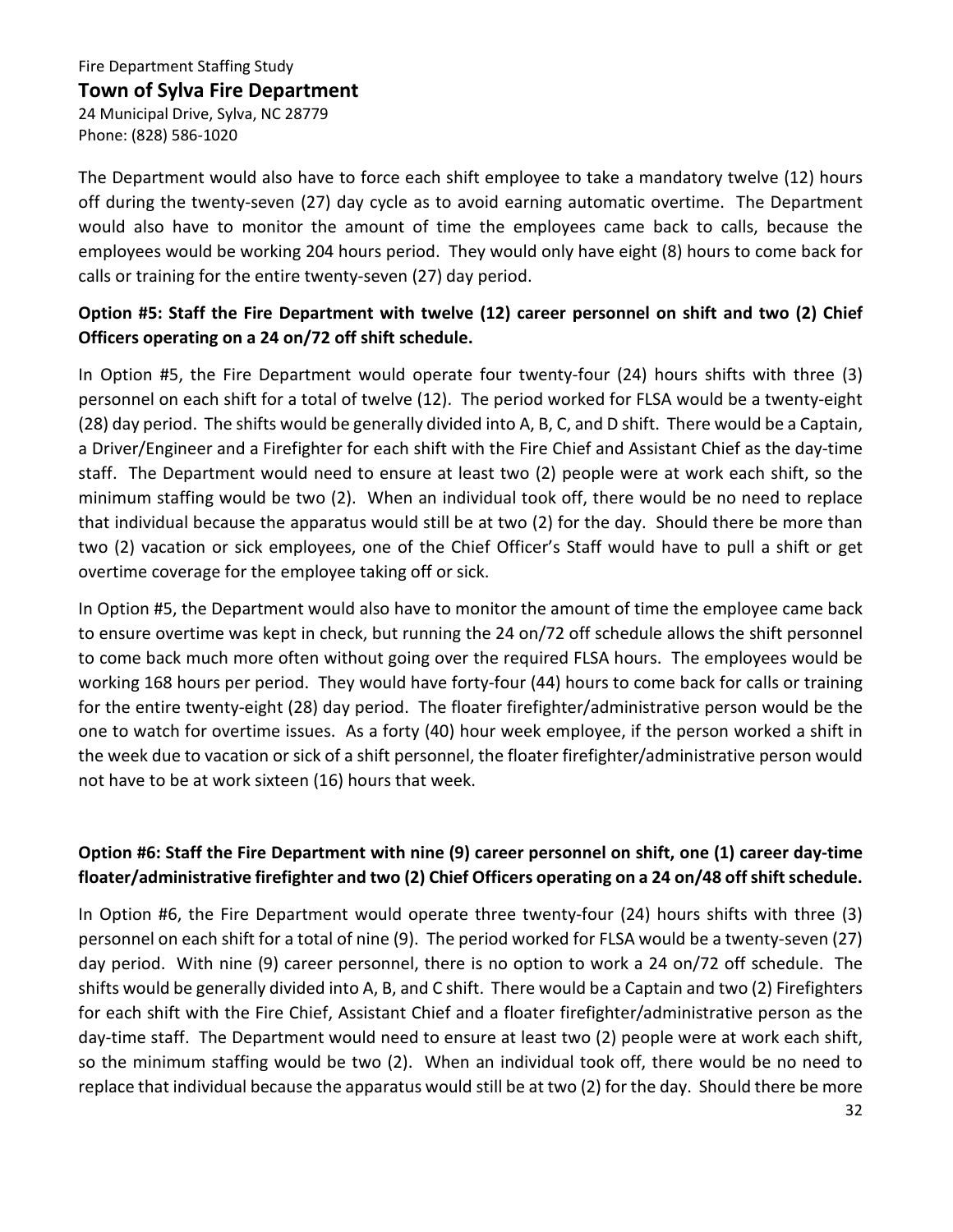The Department would also have to force each shift employee to take a mandatory twelve (12) hours off during the twenty-seven (27) day cycle as to avoid earning automatic overtime. The Department would also have to monitor the amount of time the employees came back to calls, because the employees would be working 204 hours period. They would only have eight (8) hours to come back for calls or training for the entire twenty-seven (27) day period.

**Option #5: Staff the Fire Department with twelve (12) career personnel on shift and two (2) Chief Officers operating on a 24 on/72 off shift schedule.**

In Option #5, the Fire Department would operate four twenty-four (24) hours shifts with three (3) personnel on each shift for a total of twelve (12). The period worked for FLSA would be a twenty-eight (28) day period. The shifts would be generally divided into A, B, C, and D shift. There would be a Captain, a Driver/Engineer and a Firefighter for each shift with the Fire Chief and Assistant Chief as the day-time staff. The Department would need to ensure at least two (2) people were at work each shift, so the minimum staffing would be two (2). When an individual took off, there would be no need to replace that individual because the apparatus would still be at two (2) for the day. Should there be more than two (2) vacation or sick employees, one of the Chief Officer's Staff would have to pull a shift or get overtime coverage for the employee taking off or sick.

In Option #5, the Department would also have to monitor the amount of time the employee came back to ensure overtime was kept in check, but running the 24 on/72 off schedule allows the shift personnel to come back much more often without going over the required FLSA hours. The employees would be working 168 hours per period. They would have forty-four (44) hours to come back for calls or training for the entire twenty-eight (28) day period. The floater firefighter/administrative person would be the one to watch for overtime issues. As a forty (40) hour week employee, if the person worked a shift in the week due to vacation or sick of a shift personnel, the floater firefighter/administrative person would not have to be at work sixteen (16) hours that week.

**Option #6: Staff the Fire Department with nine (9) career personnel on shift, one (1) career day-time floater/administrative firefighter and two (2) Chief Officers operating on a 24 on/48 off shift schedule.**

In Option #6, the Fire Department would operate three twenty-four (24) hours shifts with three (3) personnel on each shift for a total of nine (9). The period worked for FLSA would be a twenty-seven (27) day period. With nine (9) career personnel, there is no option to work a 24 on/72 off schedule. The shifts would be generally divided into A, B, and C shift. There would be a Captain and two (2) Firefighters for each shift with the Fire Chief, Assistant Chief and a floater firefighter/administrative person as the day-time staff. The Department would need to ensure at least two (2) people were at work each shift, so the minimum staffing would be two (2). When an individual took off, there would be no need to replace that individual because the apparatus would still be at two (2) for the day. Should there be more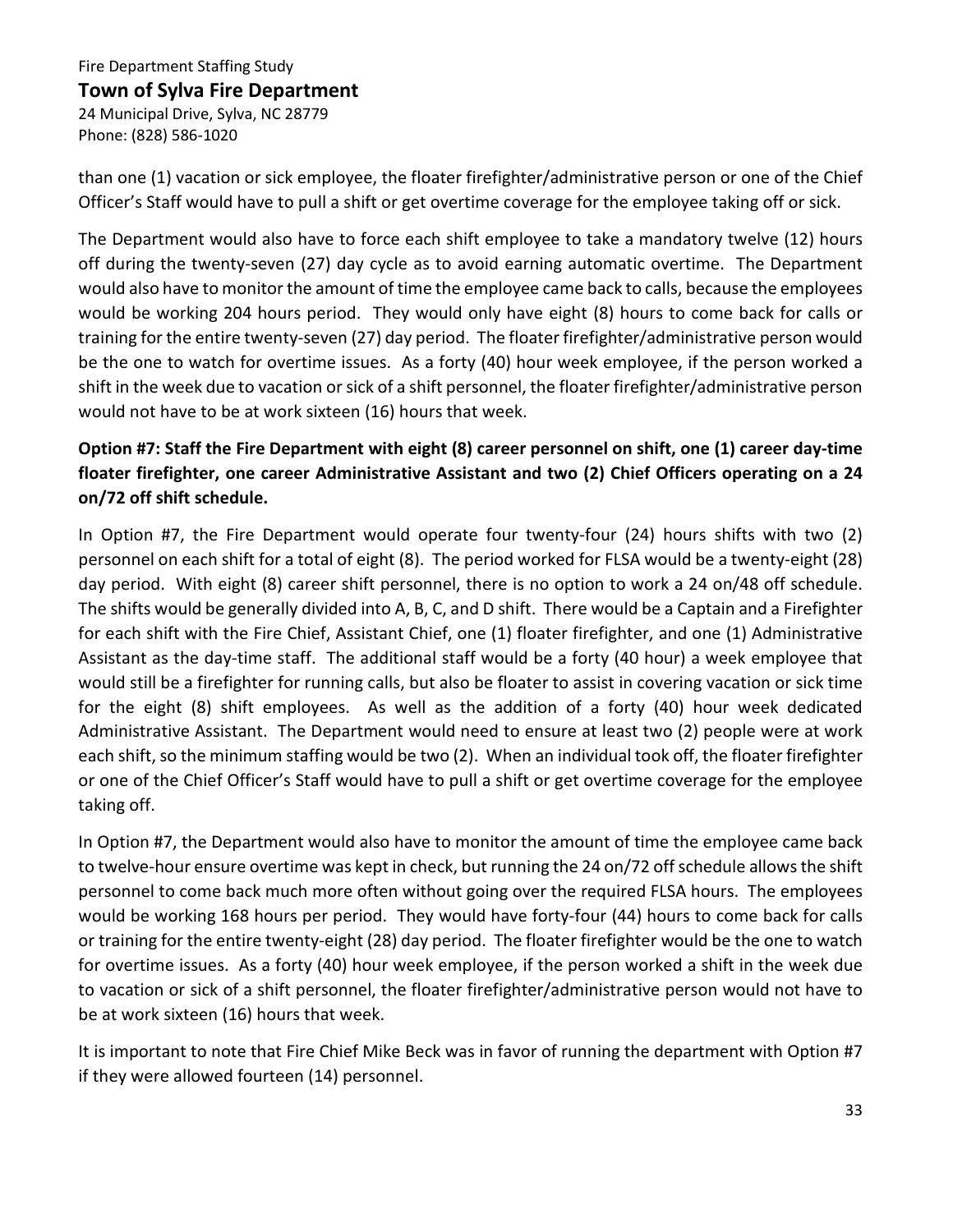than one (1) vacation or sick employee, the floater firefighter/administrative person or one of the Chief Officer's Staff would have to pull a shift or get overtime coverage for the employee taking off or sick.

The Department would also have to force each shift employee to take a mandatory twelve (12) hours off during the twenty-seven (27) day cycle as to avoid earning automatic overtime. The Department would also have to monitor the amount of time the employee came back to calls, because the employees would be working 204 hours period. They would only have eight (8) hours to come back for calls or training for the entire twenty-seven (27) day period. The floater firefighter/administrative person would be the one to watch for overtime issues. As a forty (40) hour week employee, if the person worked a shift in the week due to vacation or sick of a shift personnel, the floater firefighter/administrative person would not have to be at work sixteen (16) hours that week.

**Option #7: Staff the Fire Department with eight (8) career personnel on shift, one (1) career day-time floater firefighter, one career Administrative Assistant and two (2) Chief Officers operating on a 24 on/72 off shift schedule.**

In Option #7, the Fire Department would operate four twenty-four (24) hours shifts with two (2) personnel on each shift for a total of eight (8). The period worked for FLSA would be a twenty-eight (28) day period. With eight (8) career shift personnel, there is no option to work a 24 on/48 off schedule. The shifts would be generally divided into A, B, C, and D shift. There would be a Captain and a Firefighter for each shift with the Fire Chief, Assistant Chief, one (1) floater firefighter, and one (1) Administrative Assistant as the day-time staff. The additional staff would be a forty (40 hour) a week employee that would still be a firefighter for running calls, but also be floater to assist in covering vacation or sick time for the eight (8) shift employees. As well as the addition of a forty (40) hour week dedicated Administrative Assistant. The Department would need to ensure at least two (2) people were at work each shift, so the minimum staffing would be two (2). When an individual took off, the floater firefighter or one of the Chief Officer's Staff would have to pull a shift or get overtime coverage for the employee taking off.

In Option #7, the Department would also have to monitor the amount of time the employee came back to twelve-hour ensure overtime was kept in check, but running the 24 on/72 off schedule allows the shift personnel to come back much more often without going over the required FLSA hours. The employees would be working 168 hours per period. They would have forty-four (44) hours to come back for calls or training for the entire twenty-eight (28) day period. The floater firefighter would be the one to watch for overtime issues. As a forty (40) hour week employee, if the person worked a shift in the week due to vacation or sick of a shift personnel, the floater firefighter/administrative person would not have to be at work sixteen (16) hours that week.

It is important to note that Fire Chief Mike Beck was in favor of running the department with Option #7 if they were allowed fourteen (14) personnel.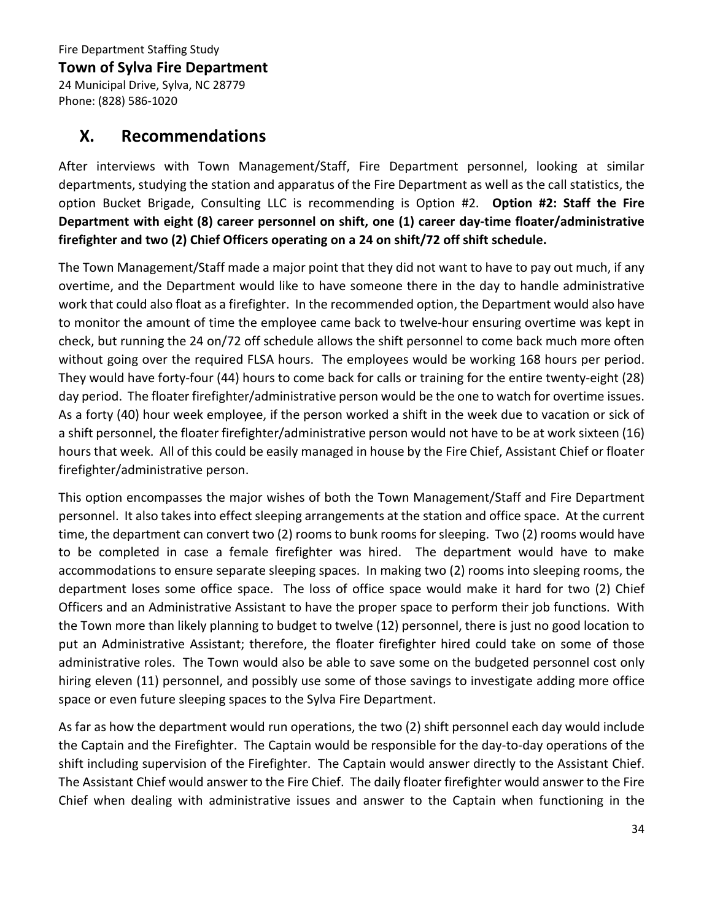## X. Recommendations

After interviews with Town Management/Staff, Fire Department personnel, looking at similar departments, studying the station and apparatus of the Fire Department as well as the call statistics, the option Bucket Brigade, Consulting LLC is recommending is Option #2. **Option #2: Staff the Fire Department with eight (8) career personnel on shift, one (1) career day-time floater/administrative firefighter and two (2) Chief Officers operating on a 24 on shift/72 off shift schedule.**

The Town Management/Staff made a major point that they did not want to have to pay out much, if any overtime, and the Department would like to have someone there in the day to handle administrative work that could also float as a firefighter. In the recommended option, the Department would also have to monitor the amount of time the employee came back to twelve-hour ensuring overtime was kept in check, but running the 24 on/72 off schedule allows the shift personnel to come back much more often without going over the required FLSA hours. The employees would be working 168 hours per period. They would have forty-four (44) hours to come back for calls or training for the entire twenty-eight (28) day period. The floater firefighter/administrative person would be the one to watch for overtime issues. As a forty (40) hour week employee, if the person worked a shift in the week due to vacation or sick of a shift personnel, the floater firefighter/administrative person would not have to be at work sixteen (16) hours that week. All of this could be easily managed in house by the Fire Chief, Assistant Chief or floater firefighter/administrative person.

This option encompasses the major wishes of both the Town Management/Staff and Fire Department personnel. It also takes into effect sleeping arrangements at the station and office space. At the current time, the department can convert two (2) rooms to bunk rooms for sleeping. Two (2) rooms would have to be completed in case a female firefighter was hired. The department would have to make accommodations to ensure separate sleeping spaces. In making two (2) rooms into sleeping rooms, the department loses some office space. The loss of office space would make it hard for two (2) Chief Officers and an Administrative Assistant to have the proper space to perform their job functions. With the Town more than likely planning to budget to twelve (12) personnel, there is just no good location to put an Administrative Assistant; therefore, the floater firefighter hired could take on some of those administrative roles. The Town would also be able to save some on the budgeted personnel cost only hiring eleven (11) personnel, and possibly use some of those savings to investigate adding more office space or even future sleeping spaces to the Sylva Fire Department.

As far as how the department would run operations, the two (2) shift personnel each day would include the Captain and the Firefighter. The Captain would be responsible for the day-to-day operations of the shift including supervision of the Firefighter. The Captain would answer directly to the Assistant Chief. The Assistant Chief would answer to the Fire Chief. The daily floater firefighter would answer to the Fire Chief when dealing with administrative issues and answer to the Captain when functioning in the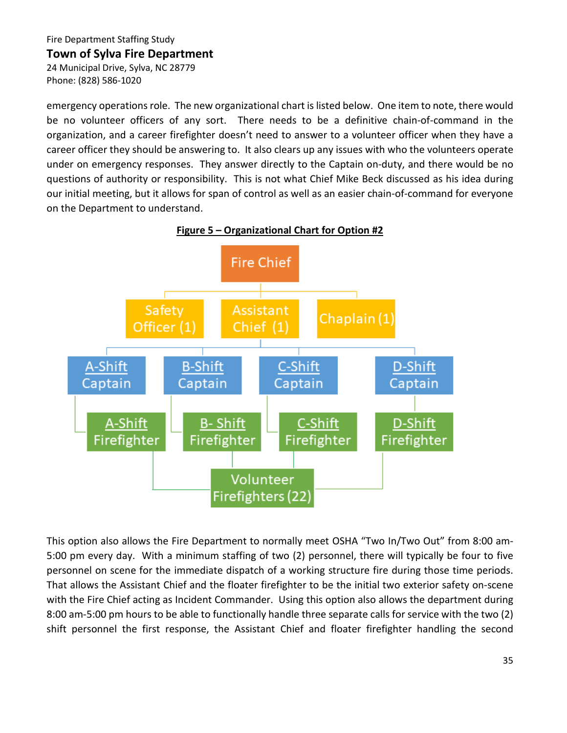emergency operations role. The new organizational chart is listed below. One item to note, there would be no volunteer officers of any sort. There needs to be a definitive chain-of-command in the organization, and a career firefighter doesn't need to answer to a volunteer officer when they have a career officer they should be answering to. It also clears up any issues with who the volunteers operate under on emergency responses. They answer directly to the Captain on-duty, and there would be no questions of authority or responsibility. This is not what Chief Mike Beck discussed as his idea during our initial meeting, but it allows for span of control as well as an easier chain-of-command for everyone on the Department to understand.

**Figure 5 – Organizational Chart for Option #2**

- Fire Chief
  - Safety Officer (1)
  - Assistant Chief (1)
    - A-Shift Captain
      - A-Shift Firefighter
    - B-Shift Captain
      - B- Shift Firefighter
    - C-Shift Captain
      - C-Shift Firefighter
    - D-Shift Captain
      - D-Shift Firefighter
  - Chaplain (1)
- Volunteer Firefighters (22) (connected to A-Shift, B-Shift, C-Shift and D-Shift Firefighters)

This option also allows the Fire Department to normally meet OSHA "Two In/Two Out" from 8:00 am-5:00 pm every day. With a minimum staffing of two (2) personnel, there will typically be four to five personnel on scene for the immediate dispatch of a working structure fire during those time periods. That allows the Assistant Chief and the floater firefighter to be the initial two exterior safety on-scene with the Fire Chief acting as Incident Commander. Using this option also allows the department during 8:00 am-5:00 pm hours to be able to functionally handle three separate calls for service with the two (2) shift personnel the first response, the Assistant Chief and floater firefighter handling the second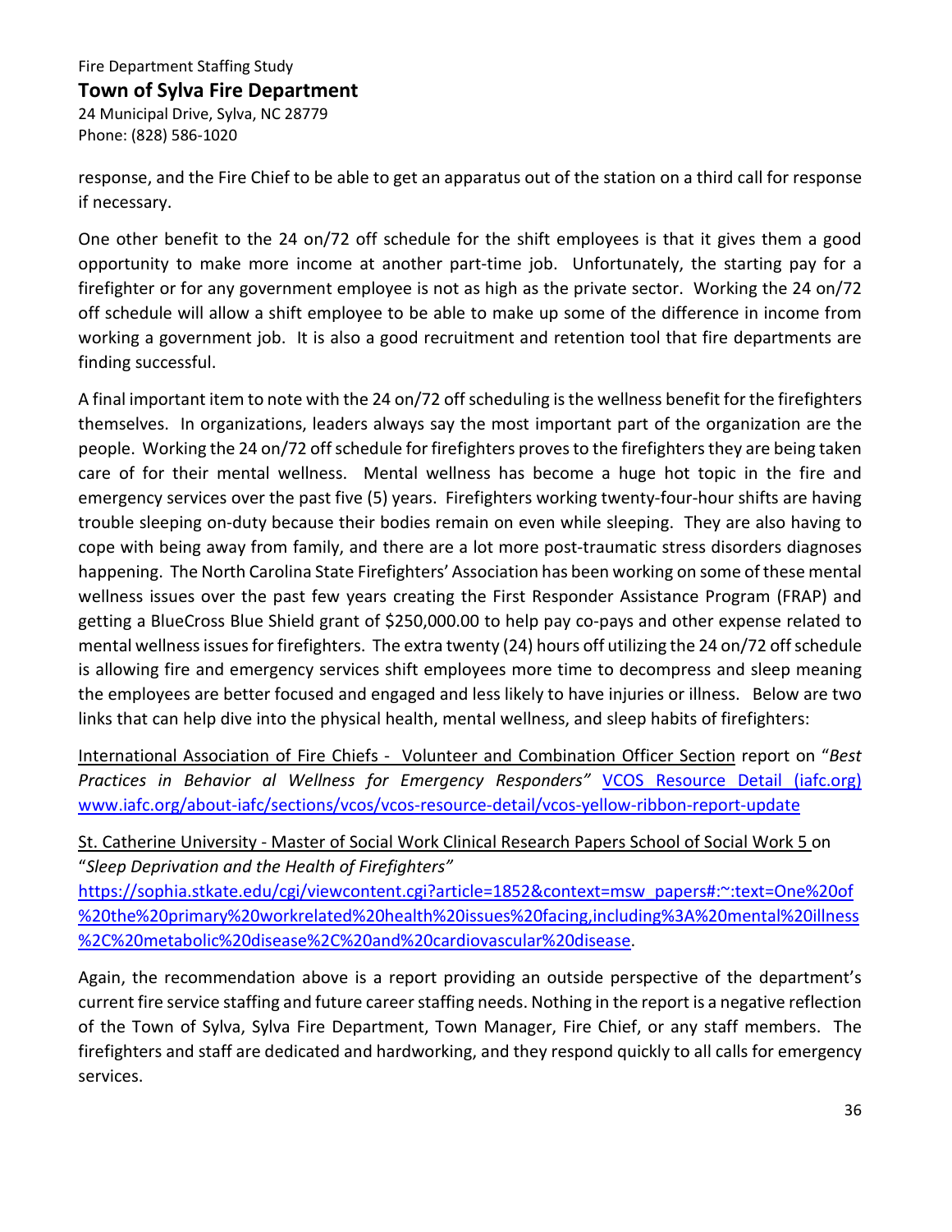response, and the Fire Chief to be able to get an apparatus out of the station on a third call for response if necessary.

One other benefit to the 24 on/72 off schedule for the shift employees is that it gives them a good opportunity to make more income at another part-time job. Unfortunately, the starting pay for a firefighter or for any government employee is not as high as the private sector. Working the 24 on/72 off schedule will allow a shift employee to be able to make up some of the difference in income from working a government job. It is also a good recruitment and retention tool that fire departments are finding successful.

A final important item to note with the 24 on/72 off scheduling is the wellness benefit for the firefighters themselves. In organizations, leaders always say the most important part of the organization are the people. Working the 24 on/72 off schedule for firefighters proves to the firefighters they are being taken care of for their mental wellness. Mental wellness has become a huge hot topic in the fire and emergency services over the past five (5) years. Firefighters working twenty-four-hour shifts are having trouble sleeping on-duty because their bodies remain on even while sleeping. They are also having to cope with being away from family, and there are a lot more post-traumatic stress disorders diagnoses happening. The North Carolina State Firefighters' Association has been working on some of these mental wellness issues over the past few years creating the First Responder Assistance Program (FRAP) and getting a BlueCross Blue Shield grant of $250,000.00 to help pay co-pays and other expense related to mental wellness issues for firefighters. The extra twenty (24) hours off utilizing the 24 on/72 off schedule is allowing fire and emergency services shift employees more time to decompress and sleep meaning the employees are better focused and engaged and less likely to have injuries or illness. Below are two links that can help dive into the physical health, mental wellness, and sleep habits of firefighters:

International Association of Fire Chiefs - Volunteer and Combination Officer Section report on "*Best Practices in Behavior al Wellness for Emergency Responders"* [VCOS Resource Detail (iafc.org)](www.iafc.org/about-iafc/sections/vcos/vcos-resource-detail/vcos-yellow-ribbon-report-update) www.iafc.org/about-iafc/sections/vcos/vcos-resource-detail/vcos-yellow-ribbon-report-update

St. Catherine University - Master of Social Work Clinical Research Papers School of Social Work 5 on "*Sleep Deprivation and the Health of Firefighters"*
https://sophia.stkate.edu/cgi/viewcontent.cgi?article=1852&context=msw_papers#:~:text=One%20of%20the%20primary%20workrelated%20health%20issues%20facing,including%3A%20mental%20illness%2C%20metabolic%20disease%2C%20and%20cardiovascular%20disease.

Again, the recommendation above is a report providing an outside perspective of the department's current fire service staffing and future career staffing needs. Nothing in the report is a negative reflection of the Town of Sylva, Sylva Fire Department, Town Manager, Fire Chief, or any staff members. The firefighters and staff are dedicated and hardworking, and they respond quickly to all calls for emergency services.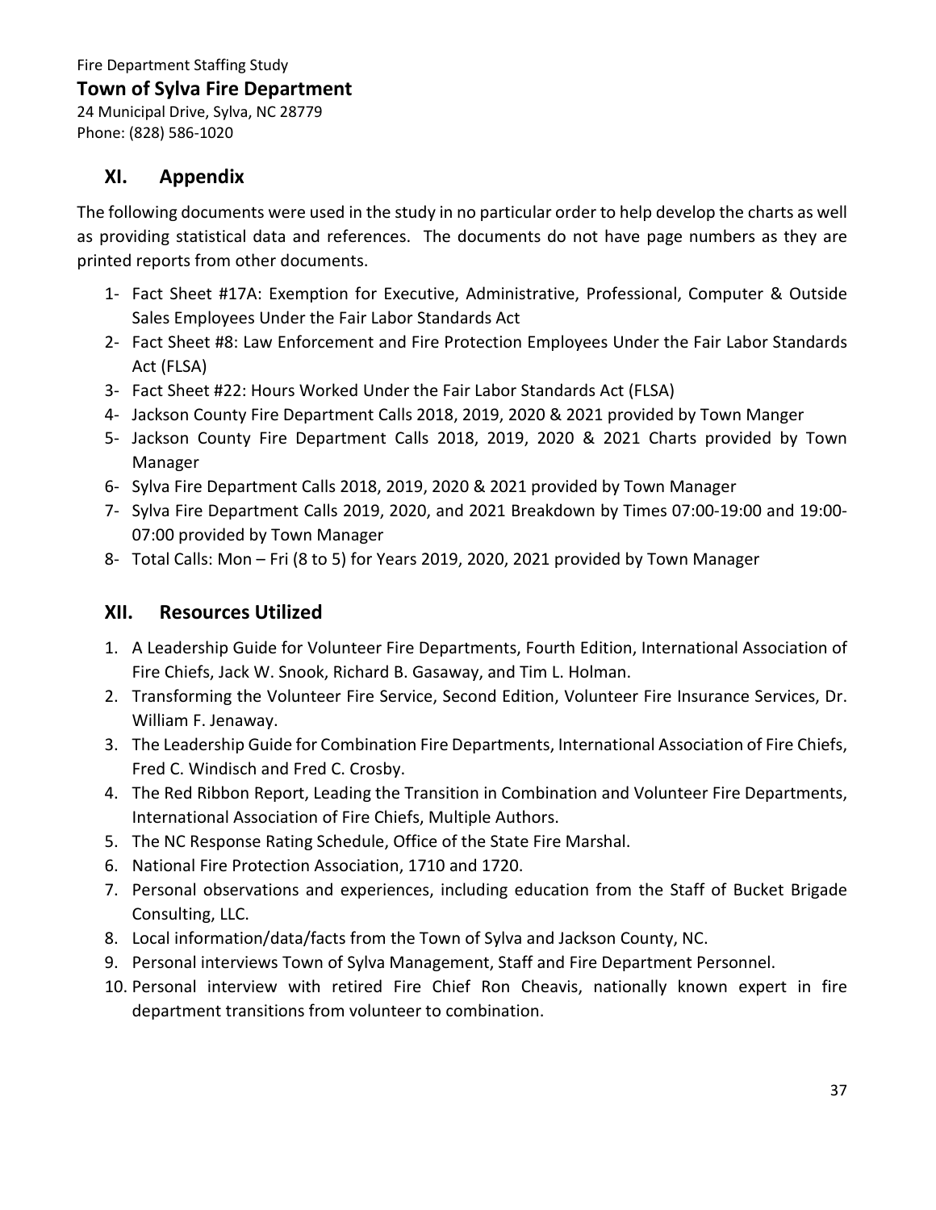## XI. Appendix

The following documents were used in the study in no particular order to help develop the charts as well as providing statistical data and references. The documents do not have page numbers as they are printed reports from other documents.

1- Fact Sheet #17A: Exemption for Executive, Administrative, Professional, Computer & Outside Sales Employees Under the Fair Labor Standards Act
2- Fact Sheet #8: Law Enforcement and Fire Protection Employees Under the Fair Labor Standards Act (FLSA)
3- Fact Sheet #22: Hours Worked Under the Fair Labor Standards Act (FLSA)
4- Jackson County Fire Department Calls 2018, 2019, 2020 & 2021 provided by Town Manger
5- Jackson County Fire Department Calls 2018, 2019, 2020 & 2021 Charts provided by Town Manager
6- Sylva Fire Department Calls 2018, 2019, 2020 & 2021 provided by Town Manager
7- Sylva Fire Department Calls 2019, 2020, and 2021 Breakdown by Times 07:00-19:00 and 19:00-07:00 provided by Town Manager
8- Total Calls: Mon – Fri (8 to 5) for Years 2019, 2020, 2021 provided by Town Manager

## XII. Resources Utilized

1. A Leadership Guide for Volunteer Fire Departments, Fourth Edition, International Association of Fire Chiefs, Jack W. Snook, Richard B. Gasaway, and Tim L. Holman.
2. Transforming the Volunteer Fire Service, Second Edition, Volunteer Fire Insurance Services, Dr. William F. Jenaway.
3. The Leadership Guide for Combination Fire Departments, International Association of Fire Chiefs, Fred C. Windisch and Fred C. Crosby.
4. The Red Ribbon Report, Leading the Transition in Combination and Volunteer Fire Departments, International Association of Fire Chiefs, Multiple Authors.
5. The NC Response Rating Schedule, Office of the State Fire Marshal.
6. National Fire Protection Association, 1710 and 1720.
7. Personal observations and experiences, including education from the Staff of Bucket Brigade Consulting, LLC.
8. Local information/data/facts from the Town of Sylva and Jackson County, NC.
9. Personal interviews Town of Sylva Management, Staff and Fire Department Personnel.
10. Personal interview with retired Fire Chief Ron Cheavis, nationally known expert in fire department transitions from volunteer to combination.